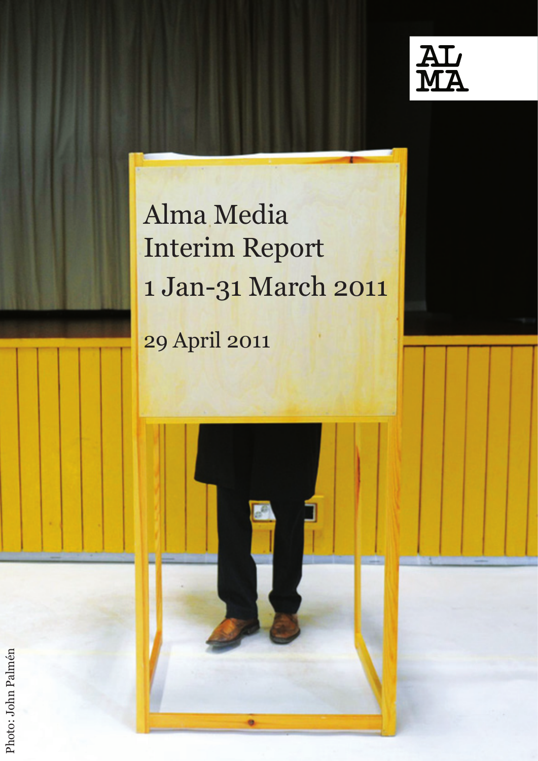AL
MA

# Alma Media Interim Report 1 Jan-31 March 2011

29 April 2011

Photo: John Palmén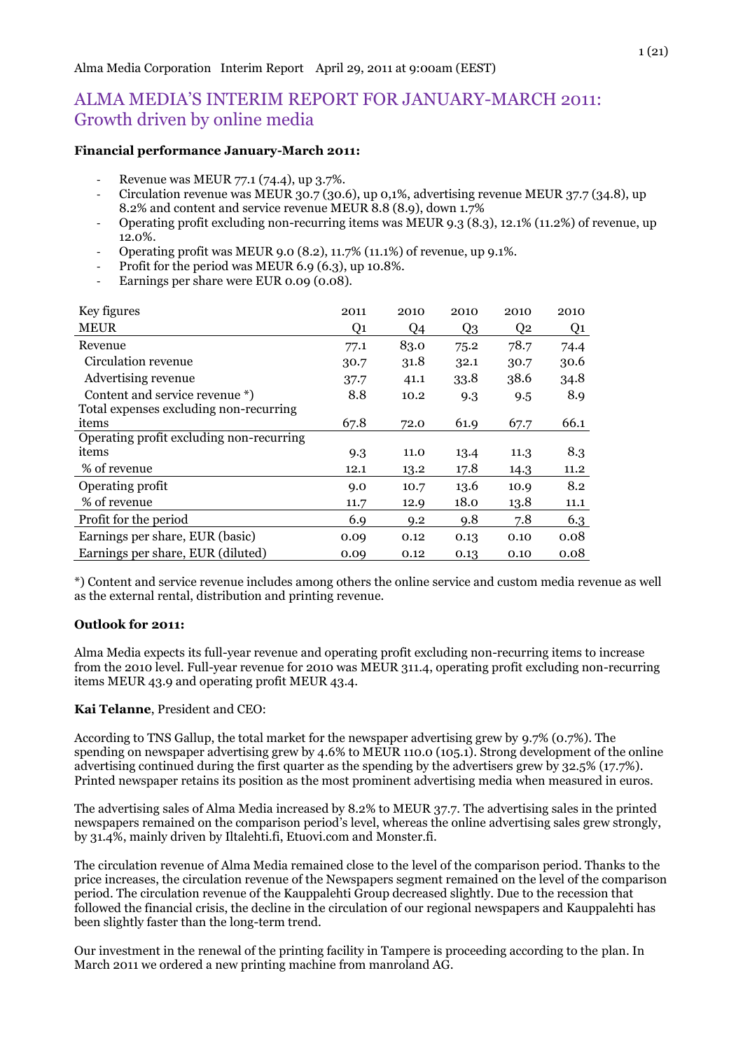Alma Media Corporation Interim Report April 29, 2011 at 9:00am (EEST)

# ALMA MEDIA'S INTERIM REPORT FOR JANUARY-MARCH 2011: Growth driven by online media

**Financial performance January-March 2011:**

- Revenue was MEUR 77.1 (74.4), up 3.7%.
- Circulation revenue was MEUR 30.7 (30.6), up 0,1%, advertising revenue MEUR 37.7 (34.8), up 8.2% and content and service revenue MEUR 8.8 (8.9), down 1.7%
- Operating profit excluding non-recurring items was MEUR 9.3 (8.3), 12.1% (11.2%) of revenue, up 12.0%.
- Operating profit was MEUR 9.0 (8.2), 11.7% (11.1%) of revenue, up 9.1%.
- Profit for the period was MEUR 6.9 (6.3), up 10.8%.
- Earnings per share were EUR 0.09 (0.08).

| Key figures | 2011 | 2010 | 2010 | 2010 | 2010 |
|---|---|---|---|---|---|
| MEUR | Q1 | Q4 | Q3 | Q2 | Q1 |
| Revenue | 77.1 | 83.0 | 75.2 | 78.7 | 74.4 |
| Circulation revenue | 30.7 | 31.8 | 32.1 | 30.7 | 30.6 |
| Advertising revenue | 37.7 | 41.1 | 33.8 | 38.6 | 34.8 |
| Content and service revenue *) | 8.8 | 10.2 | 9.3 | 9.5 | 8.9 |
| Total expenses excluding non-recurring items | 67.8 | 72.0 | 61.9 | 67.7 | 66.1 |
| Operating profit excluding non-recurring items | 9.3 | 11.0 | 13.4 | 11.3 | 8.3 |
| % of revenue | 12.1 | 13.2 | 17.8 | 14.3 | 11.2 |
| Operating profit | 9.0 | 10.7 | 13.6 | 10.9 | 8.2 |
| % of revenue | 11.7 | 12.9 | 18.0 | 13.8 | 11.1 |
| Profit for the period | 6.9 | 9.2 | 9.8 | 7.8 | 6.3 |
| Earnings per share, EUR (basic) | 0.09 | 0.12 | 0.13 | 0.10 | 0.08 |
| Earnings per share, EUR (diluted) | 0.09 | 0.12 | 0.13 | 0.10 | 0.08 |

*) Content and service revenue includes among others the online service and custom media revenue as well as the external rental, distribution and printing revenue.

**Outlook for 2011:**

Alma Media expects its full-year revenue and operating profit excluding non-recurring items to increase from the 2010 level. Full-year revenue for 2010 was MEUR 311.4, operating profit excluding non-recurring items MEUR 43.9 and operating profit MEUR 43.4.

**Kai Telanne**, President and CEO:

According to TNS Gallup, the total market for the newspaper advertising grew by 9.7% (0.7%). The spending on newspaper advertising grew by 4.6% to MEUR 110.0 (105.1). Strong development of the online advertising continued during the first quarter as the spending by the advertisers grew by 32.5% (17.7%). Printed newspaper retains its position as the most prominent advertising media when measured in euros.

The advertising sales of Alma Media increased by 8.2% to MEUR 37.7. The advertising sales in the printed newspapers remained on the comparison period's level, whereas the online advertising sales grew strongly, by 31.4%, mainly driven by Iltalehti.fi, Etuovi.com and Monster.fi.

The circulation revenue of Alma Media remained close to the level of the comparison period. Thanks to the price increases, the circulation revenue of the Newspapers segment remained on the level of the comparison period. The circulation revenue of the Kauppalehti Group decreased slightly. Due to the recession that followed the financial crisis, the decline in the circulation of our regional newspapers and Kauppalehti has been slightly faster than the long-term trend.

Our investment in the renewal of the printing facility in Tampere is proceeding according to the plan. In March 2011 we ordered a new printing machine from manroland AG.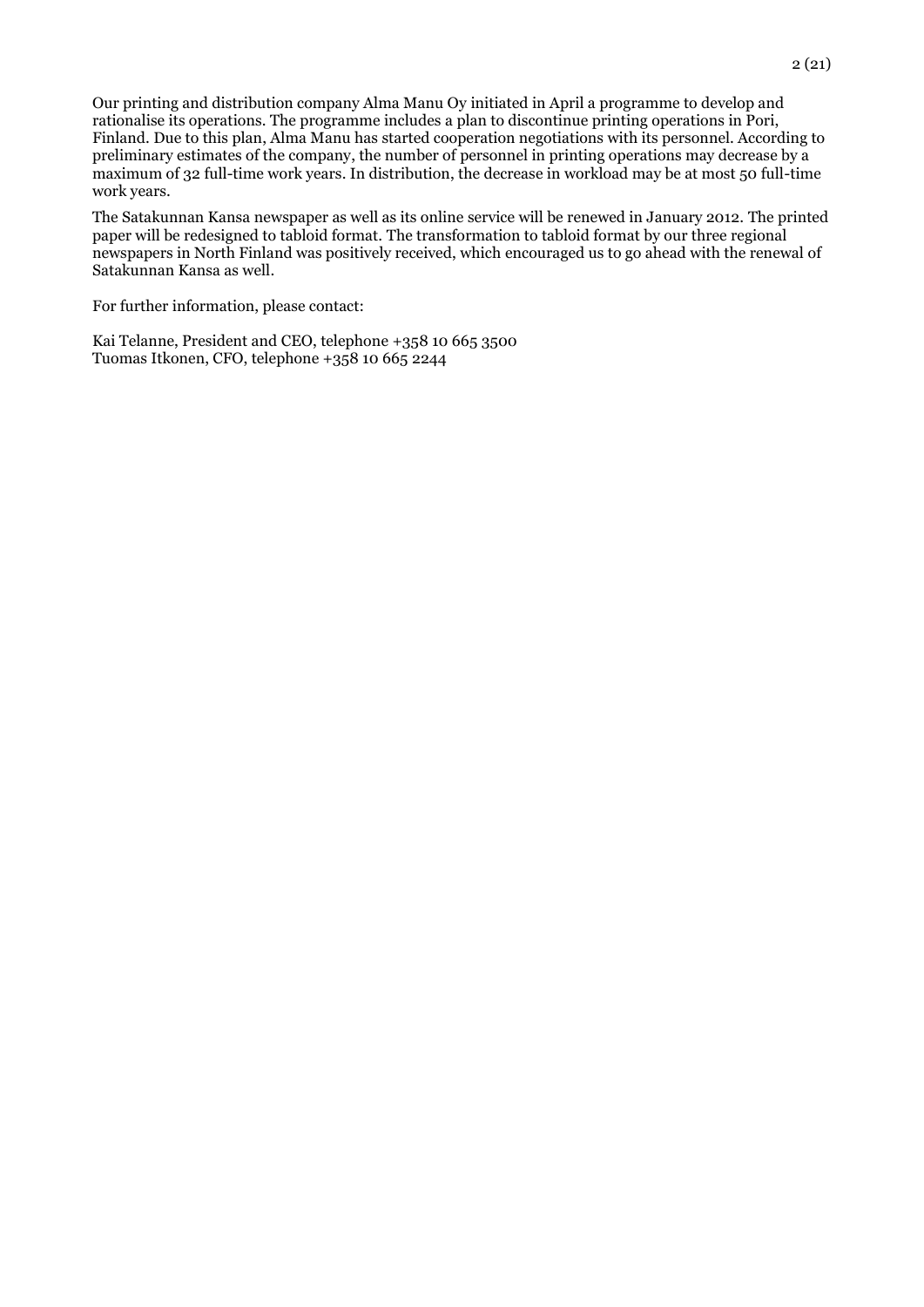Our printing and distribution company Alma Manu Oy initiated in April a programme to develop and rationalise its operations. The programme includes a plan to discontinue printing operations in Pori, Finland. Due to this plan, Alma Manu has started cooperation negotiations with its personnel. According to preliminary estimates of the company, the number of personnel in printing operations may decrease by a maximum of 32 full-time work years. In distribution, the decrease in workload may be at most 50 full-time work years.

The Satakunnan Kansa newspaper as well as its online service will be renewed in January 2012. The printed paper will be redesigned to tabloid format. The transformation to tabloid format by our three regional newspapers in North Finland was positively received, which encouraged us to go ahead with the renewal of Satakunnan Kansa as well.

For further information, please contact:

Kai Telanne, President and CEO, telephone +358 10 665 3500
Tuomas Itkonen, CFO, telephone +358 10 665 2244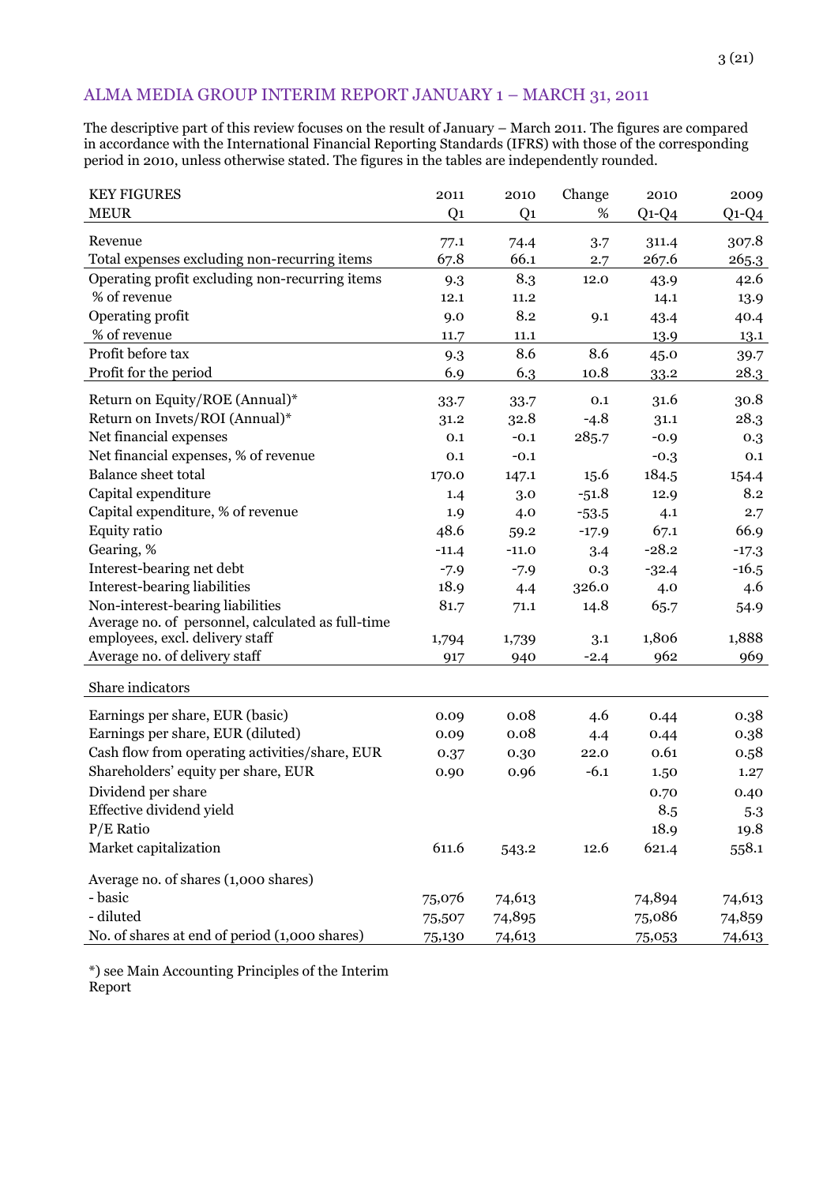## ALMA MEDIA GROUP INTERIM REPORT JANUARY 1 – MARCH 31, 2011

The descriptive part of this review focuses on the result of January – March 2011. The figures are compared in accordance with the International Financial Reporting Standards (IFRS) with those of the corresponding period in 2010, unless otherwise stated. The figures in the tables are independently rounded.

| KEY FIGURES<br>MEUR | 2011<br>Q1 | 2010<br>Q1 | Change<br>% | 2010<br>Q1-Q4 | 2009<br>Q1-Q4 |
|---|---|---|---|---|---|
| Revenue | 77.1 | 74.4 | 3.7 | 311.4 | 307.8 |
| Total expenses excluding non-recurring items | 67.8 | 66.1 | 2.7 | 267.6 | 265.3 |
| Operating profit excluding non-recurring items | 9.3 | 8.3 | 12.0 | 43.9 | 42.6 |
| % of revenue | 12.1 | 11.2 | | 14.1 | 13.9 |
| Operating profit | 9.0 | 8.2 | 9.1 | 43.4 | 40.4 |
| % of revenue | 11.7 | 11.1 | | 13.9 | 13.1 |
| Profit before tax | 9.3 | 8.6 | 8.6 | 45.0 | 39.7 |
| Profit for the period | 6.9 | 6.3 | 10.8 | 33.2 | 28.3 |
| Return on Equity/ROE (Annual)* | 33.7 | 33.7 | 0.1 | 31.6 | 30.8 |
| Return on Invets/ROI (Annual)* | 31.2 | 32.8 | -4.8 | 31.1 | 28.3 |
| Net financial expenses | 0.1 | -0.1 | 285.7 | -0.9 | 0.3 |
| Net financial expenses, % of revenue | 0.1 | -0.1 | | -0.3 | 0.1 |
| Balance sheet total | 170.0 | 147.1 | 15.6 | 184.5 | 154.4 |
| Capital expenditure | 1.4 | 3.0 | -51.8 | 12.9 | 8.2 |
| Capital expenditure, % of revenue | 1.9 | 4.0 | -53.5 | 4.1 | 2.7 |
| Equity ratio | 48.6 | 59.2 | -17.9 | 67.1 | 66.9 |
| Gearing, % | -11.4 | -11.0 | 3.4 | -28.2 | -17.3 |
| Interest-bearing net debt | -7.9 | -7.9 | 0.3 | -32.4 | -16.5 |
| Interest-bearing liabilities | 18.9 | 4.4 | 326.0 | 4.0 | 4.6 |
| Non-interest-bearing liabilities | 81.7 | 71.1 | 14.8 | 65.7 | 54.9 |
| Average no. of personnel, calculated as full-time employees, excl. delivery staff | 1,794 | 1,739 | 3.1 | 1,806 | 1,888 |
| Average no. of delivery staff | 917 | 940 | -2.4 | 962 | 969 |
| **Share indicators** | | | | | |
| Earnings per share, EUR (basic) | 0.09 | 0.08 | 4.6 | 0.44 | 0.38 |
| Earnings per share, EUR (diluted) | 0.09 | 0.08 | 4.4 | 0.44 | 0.38 |
| Cash flow from operating activities/share, EUR | 0.37 | 0.30 | 22.0 | 0.61 | 0.58 |
| Shareholders' equity per share, EUR | 0.90 | 0.96 | -6.1 | 1.50 | 1.27 |
| Dividend per share | | | | 0.70 | 0.40 |
| Effective dividend yield | | | | 8.5 | 5.3 |
| P/E Ratio | | | | 18.9 | 19.8 |
| Market capitalization | 611.6 | 543.2 | 12.6 | 621.4 | 558.1 |
| Average no. of shares (1,000 shares) | | | | | |
| - basic | 75,076 | 74,613 | | 74,894 | 74,613 |
| - diluted | 75,507 | 74,895 | | 75,086 | 74,859 |
| No. of shares at end of period (1,000 shares) | 75,130 | 74,613 | | 75,053 | 74,613 |

*) see Main Accounting Principles of the Interim Report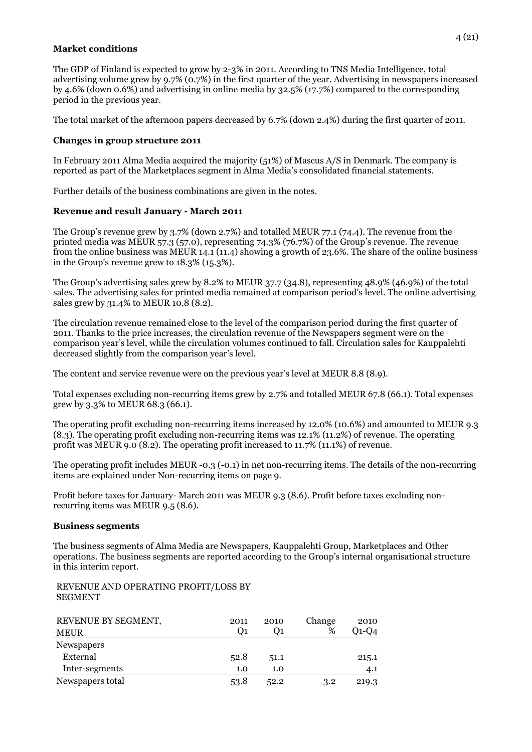**Market conditions**

The GDP of Finland is expected to grow by 2-3% in 2011. According to TNS Media Intelligence, total advertising volume grew by 9.7% (0.7%) in the first quarter of the year. Advertising in newspapers increased by 4.6% (down 0.6%) and advertising in online media by 32.5% (17.7%) compared to the corresponding period in the previous year.

The total market of the afternoon papers decreased by 6.7% (down 2.4%) during the first quarter of 2011.

**Changes in group structure 2011**

In February 2011 Alma Media acquired the majority (51%) of Mascus A/S in Denmark. The company is reported as part of the Marketplaces segment in Alma Media's consolidated financial statements.

Further details of the business combinations are given in the notes.

**Revenue and result January - March 2011**

The Group's revenue grew by 3.7% (down 2.7%) and totalled MEUR 77.1 (74.4). The revenue from the printed media was MEUR 57.3 (57.0), representing 74.3% (76.7%) of the Group's revenue. The revenue from the online business was MEUR 14.1 (11.4) showing a growth of 23.6%. The share of the online business in the Group's revenue grew to 18.3% (15.3%).

The Group's advertising sales grew by 8.2% to MEUR 37.7 (34.8), representing 48.9% (46.9%) of the total sales. The advertising sales for printed media remained at comparison period's level. The online advertising sales grew by 31.4% to MEUR 10.8 (8.2).

The circulation revenue remained close to the level of the comparison period during the first quarter of 2011. Thanks to the price increases, the circulation revenue of the Newspapers segment were on the comparison year's level, while the circulation volumes continued to fall. Circulation sales for Kauppalehti decreased slightly from the comparison year's level.

The content and service revenue were on the previous year's level at MEUR 8.8 (8.9).

Total expenses excluding non-recurring items grew by 2.7% and totalled MEUR 67.8 (66.1). Total expenses grew by 3.3% to MEUR 68.3 (66.1).

The operating profit excluding non-recurring items increased by 12.0% (10.6%) and amounted to MEUR 9.3 (8.3). The operating profit excluding non-recurring items was 12.1% (11.2%) of revenue. The operating profit was MEUR 9.0 (8.2). The operating profit increased to 11.7% (11.1%) of revenue.

The operating profit includes MEUR -0.3 (-0.1) in net non-recurring items. The details of the non-recurring items are explained under Non-recurring items on page 9.

Profit before taxes for January- March 2011 was MEUR 9.3 (8.6). Profit before taxes excluding non-recurring items was MEUR 9.5 (8.6).

**Business segments**

The business segments of Alma Media are Newspapers, Kauppalehti Group, Marketplaces and Other operations. The business segments are reported according to the Group's internal organisational structure in this interim report.

REVENUE AND OPERATING PROFIT/LOSS BY SEGMENT

| REVENUE BY SEGMENT, MEUR | 2011 Q1 | 2010 Q1 | Change % | 2010 Q1-Q4 |
|---|---|---|---|---|
| Newspapers | | | | |
| External | 52.8 | 51.1 | | 215.1 |
| Inter-segments | 1.0 | 1.0 | | 4.1 |
| Newspapers total | 53.8 | 52.2 | 3.2 | 219.3 |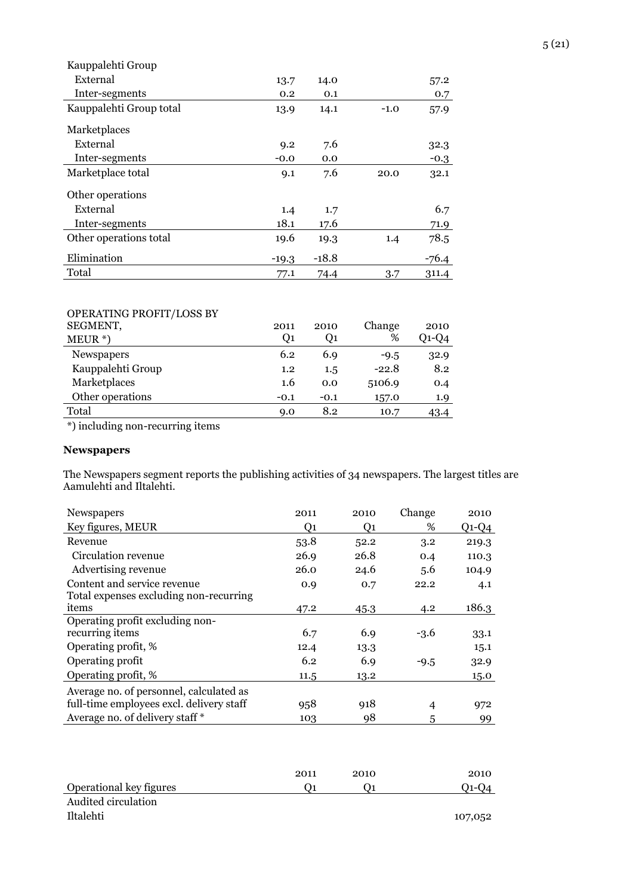| | | | | |
|---|---|---|---|---|
| Kauppalehti Group | | | | |
| External | 13.7 | 14.0 | | 57.2 |
| Inter-segments | 0.2 | 0.1 | | 0.7 |
| Kauppalehti Group total | 13.9 | 14.1 | -1.0 | 57.9 |
| Marketplaces | | | | |
| External | 9.2 | 7.6 | | 32.3 |
| Inter-segments | -0.0 | 0.0 | | -0.3 |
| Marketplace total | 9.1 | 7.6 | 20.0 | 32.1 |
| Other operations | | | | |
| External | 1.4 | 1.7 | | 6.7 |
| Inter-segments | 18.1 | 17.6 | | 71.9 |
| Other operations total | 19.6 | 19.3 | 1.4 | 78.5 |
| Elimination | -19.3 | -18.8 | | -76.4 |
| Total | 77.1 | 74.4 | 3.7 | 311.4 |

| OPERATING PROFIT/LOSS BY SEGMENT, MEUR *) | 2011 Q1 | 2010 Q1 | Change % | 2010 Q1-Q4 |
|---|---|---|---|---|
| Newspapers | 6.2 | 6.9 | -9.5 | 32.9 |
| Kauppalehti Group | 1.2 | 1.5 | -22.8 | 8.2 |
| Marketplaces | 1.6 | 0.0 | 5106.9 | 0.4 |
| Other operations | -0.1 | -0.1 | 157.0 | 1.9 |
| Total | 9.0 | 8.2 | 10.7 | 43.4 |

*) including non-recurring items

**Newspapers**

The Newspapers segment reports the publishing activities of 34 newspapers. The largest titles are Aamulehti and Iltalehti.

| Newspapers Key figures, MEUR | 2011 Q1 | 2010 Q1 | Change % | 2010 Q1-Q4 |
|---|---|---|---|---|
| Revenue | 53.8 | 52.2 | 3.2 | 219.3 |
| Circulation revenue | 26.9 | 26.8 | 0.4 | 110.3 |
| Advertising revenue | 26.0 | 24.6 | 5.6 | 104.9 |
| Content and service revenue | 0.9 | 0.7 | 22.2 | 4.1 |
| Total expenses excluding non-recurring items | 47.2 | 45.3 | 4.2 | 186.3 |
| Operating profit excluding non-recurring items | 6.7 | 6.9 | -3.6 | 33.1 |
| Operating profit, % | 12.4 | 13.3 | | 15.1 |
| Operating profit | 6.2 | 6.9 | -9.5 | 32.9 |
| Operating profit, % | 11.5 | 13.2 | | 15.0 |
| Average no. of personnel, calculated as full-time employees excl. delivery staff | 958 | 918 | 4 | 972 |
| Average no. of delivery staff * | 103 | 98 | 5 | 99 |

| Operational key figures | 2011 Q1 | 2010 Q1 | 2010 Q1-Q4 |
|---|---|---|---|
| Audited circulation | | | |
| Iltalehti | | | 107,052 |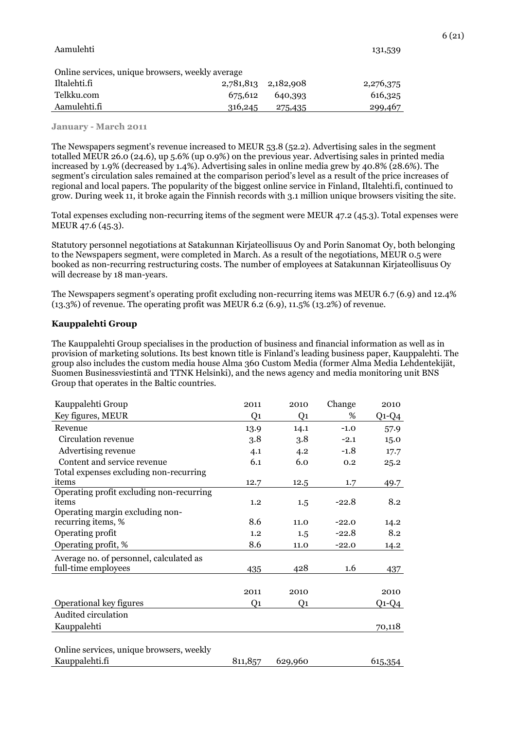| | | | |
|---|---|---|---|
| Aamulehti | | | 131,539 |
| | | | |
| Online services, unique browsers, weekly average | | | |
| Iltalehti.fi | 2,781,813 | 2,182,908 | 2,276,375 |
| Telkku.com | 675,612 | 640,393 | 616,325 |
| Aamulehti.fi | 316,245 | 275,435 | 299,467 |

**January - March 2011**

The Newspapers segment's revenue increased to MEUR 53.8 (52.2). Advertising sales in the segment totalled MEUR 26.0 (24.6), up 5.6% (up 0.9%) on the previous year. Advertising sales in printed media increased by 1.9% (decreased by 1.4%). Advertising sales in online media grew by 40.8% (28.6%). The segment's circulation sales remained at the comparison period's level as a result of the price increases of regional and local papers. The popularity of the biggest online service in Finland, Iltalehti.fi, continued to grow. During week 11, it broke again the Finnish records with 3.1 million unique browsers visiting the site.

Total expenses excluding non-recurring items of the segment were MEUR 47.2 (45.3). Total expenses were MEUR 47.6 (45.3).

Statutory personnel negotiations at Satakunnan Kirjateollisuus Oy and Porin Sanomat Oy, both belonging to the Newspapers segment, were completed in March. As a result of the negotiations, MEUR 0.5 were booked as non-recurring restructuring costs. The number of employees at Satakunnan Kirjateollisuus Oy will decrease by 18 man-years.

The Newspapers segment's operating profit excluding non-recurring items was MEUR 6.7 (6.9) and 12.4% (13.3%) of revenue. The operating profit was MEUR 6.2 (6.9), 11.5% (13.2%) of revenue.

## Kauppalehti Group

The Kauppalehti Group specialises in the production of business and financial information as well as in provision of marketing solutions. Its best known title is Finland's leading business paper, Kauppalehti. The group also includes the custom media house Alma 360 Custom Media (former Alma Media Lehdentekijät, Suomen Businessviestintä and TTNK Helsinki), and the news agency and media monitoring unit BNS Group that operates in the Baltic countries.

| Kauppalehti Group | 2011 | 2010 | Change | 2010 |
|---|---|---|---|---|
| Key figures, MEUR | Q1 | Q1 | % | Q1-Q4 |
| Revenue | 13.9 | 14.1 | -1.0 | 57.9 |
| Circulation revenue | 3.8 | 3.8 | -2.1 | 15.0 |
| Advertising revenue | 4.1 | 4.2 | -1.8 | 17.7 |
| Content and service revenue | 6.1 | 6.0 | 0.2 | 25.2 |
| Total expenses excluding non-recurring items | 12.7 | 12.5 | 1.7 | 49.7 |
| Operating profit excluding non-recurring items | 1.2 | 1.5 | -22.8 | 8.2 |
| Operating margin excluding non-recurring items, % | 8.6 | 11.0 | -22.0 | 14.2 |
| Operating profit | 1.2 | 1.5 | -22.8 | 8.2 |
| Operating profit, % | 8.6 | 11.0 | -22.0 | 14.2 |
| Average no. of personnel, calculated as full-time employees | 435 | 428 | 1.6 | 437 |

| | 2011 | 2010 | 2010 |
|---|---|---|---|
| Operational key figures | Q1 | Q1 | Q1-Q4 |
| Audited circulation | | | |
| Kauppalehti | | | 70,118 |
| | | | |
| Online services, unique browsers, weekly | | | |
| Kauppalehti.fi | 811,857 | 629,960 | 615,354 |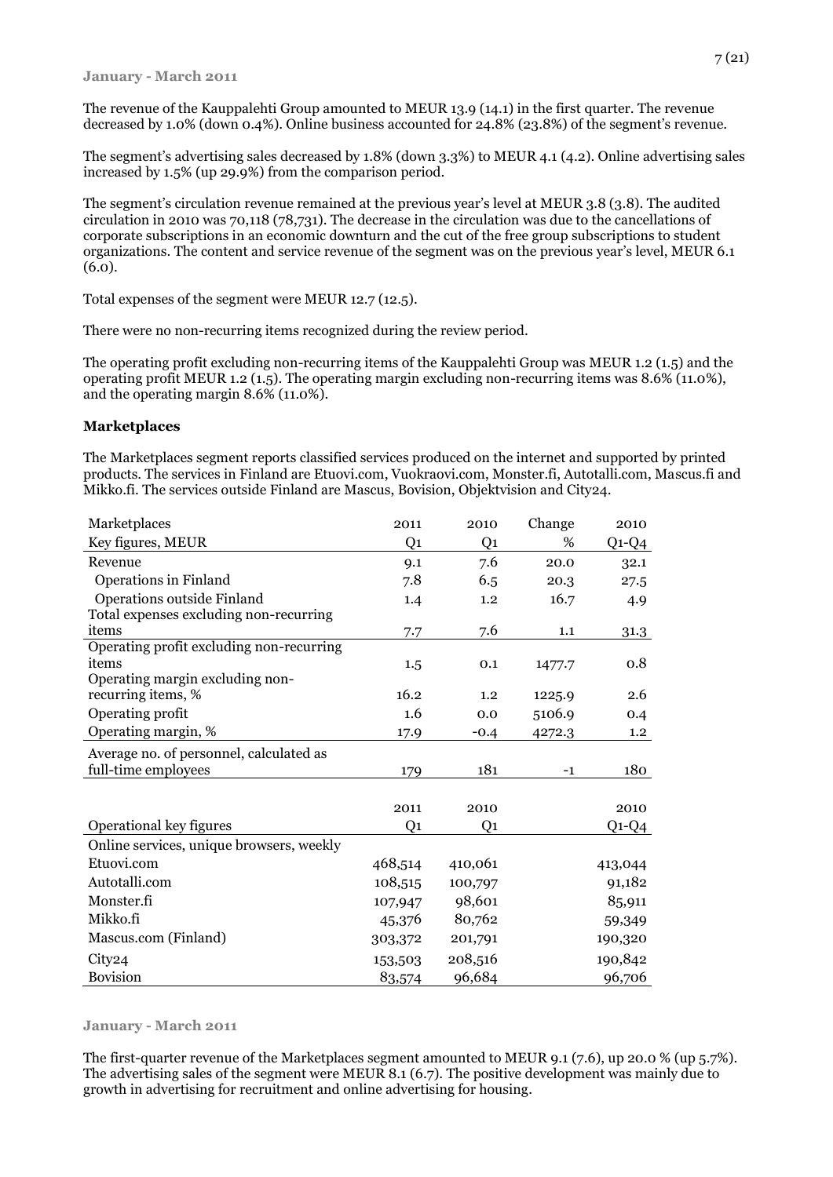**January - March 2011**

The revenue of the Kauppalehti Group amounted to MEUR 13.9 (14.1) in the first quarter. The revenue decreased by 1.0% (down 0.4%). Online business accounted for 24.8% (23.8%) of the segment's revenue.

The segment's advertising sales decreased by 1.8% (down 3.3%) to MEUR 4.1 (4.2). Online advertising sales increased by 1.5% (up 29.9%) from the comparison period.

The segment's circulation revenue remained at the previous year's level at MEUR 3.8 (3.8). The audited circulation in 2010 was 70,118 (78,731). The decrease in the circulation was due to the cancellations of corporate subscriptions in an economic downturn and the cut of the free group subscriptions to student organizations. The content and service revenue of the segment was on the previous year's level, MEUR 6.1 (6.0).

Total expenses of the segment were MEUR 12.7 (12.5).

There were no non-recurring items recognized during the review period.

The operating profit excluding non-recurring items of the Kauppalehti Group was MEUR 1.2 (1.5) and the operating profit MEUR 1.2 (1.5). The operating margin excluding non-recurring items was 8.6% (11.0%), and the operating margin 8.6% (11.0%).

**Marketplaces**

The Marketplaces segment reports classified services produced on the internet and supported by printed products. The services in Finland are Etuovi.com, Vuokraovi.com, Monster.fi, Autotalli.com, Mascus.fi and Mikko.fi. The services outside Finland are Mascus, Bovision, Objektvision and City24.

| Marketplaces | 2011 | 2010 | Change | 2010 |
|---|---|---|---|---|
| Key figures, MEUR | Q1 | Q1 | % | Q1-Q4 |
| Revenue | 9.1 | 7.6 | 20.0 | 32.1 |
| Operations in Finland | 7.8 | 6.5 | 20.3 | 27.5 |
| Operations outside Finland | 1.4 | 1.2 | 16.7 | 4.9 |
| Total expenses excluding non-recurring items | 7.7 | 7.6 | 1.1 | 31.3 |
| Operating profit excluding non-recurring items | 1.5 | 0.1 | 1477.7 | 0.8 |
| Operating margin excluding non-recurring items, % | 16.2 | 1.2 | 1225.9 | 2.6 |
| Operating profit | 1.6 | 0.0 | 5106.9 | 0.4 |
| Operating margin, % | 17.9 | -0.4 | 4272.3 | 1.2 |
| Average no. of personnel, calculated as full-time employees | 179 | 181 | -1 | 180 |

| | 2011 | 2010 | 2010 |
|---|---|---|---|
| Operational key figures | Q1 | Q1 | Q1-Q4 |
| Online services, unique browsers, weekly | | | |
| Etuovi.com | 468,514 | 410,061 | 413,044 |
| Autotalli.com | 108,515 | 100,797 | 91,182 |
| Monster.fi | 107,947 | 98,601 | 85,911 |
| Mikko.fi | 45,376 | 80,762 | 59,349 |
| Mascus.com (Finland) | 303,372 | 201,791 | 190,320 |
| City24 | 153,503 | 208,516 | 190,842 |
| Bovision | 83,574 | 96,684 | 96,706 |

**January - March 2011**

The first-quarter revenue of the Marketplaces segment amounted to MEUR 9.1 (7.6), up 20.0 % (up 5.7%). The advertising sales of the segment were MEUR 8.1 (6.7). The positive development was mainly due to growth in advertising for recruitment and online advertising for housing.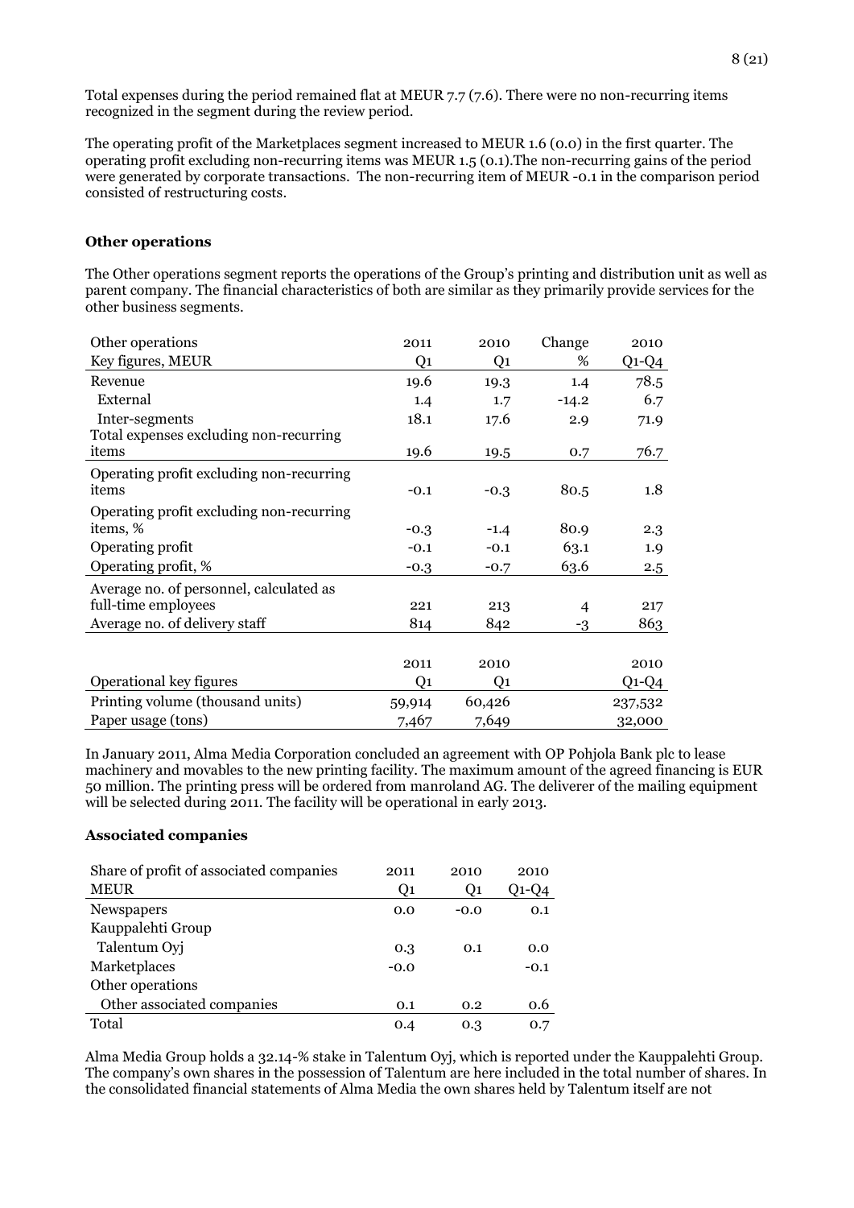Total expenses during the period remained flat at MEUR 7.7 (7.6). There were no non-recurring items recognized in the segment during the review period.

The operating profit of the Marketplaces segment increased to MEUR 1.6 (0.0) in the first quarter. The operating profit excluding non-recurring items was MEUR 1.5 (0.1).The non-recurring gains of the period were generated by corporate transactions. The non-recurring item of MEUR -0.1 in the comparison period consisted of restructuring costs.

**Other operations**

The Other operations segment reports the operations of the Group's printing and distribution unit as well as parent company. The financial characteristics of both are similar as they primarily provide services for the other business segments.

| Other operations<br>Key figures, MEUR | 2011<br>Q1 | 2010<br>Q1 | Change<br>% | 2010<br>Q1-Q4 |
|---|---|---|---|---|
| Revenue | 19.6 | 19.3 | 1.4 | 78.5 |
| External | 1.4 | 1.7 | -14.2 | 6.7 |
| Inter-segments | 18.1 | 17.6 | 2.9 | 71.9 |
| Total expenses excluding non-recurring items | 19.6 | 19.5 | 0.7 | 76.7 |
| Operating profit excluding non-recurring items | -0.1 | -0.3 | 80.5 | 1.8 |
| Operating profit excluding non-recurring items, % | -0.3 | -1.4 | 80.9 | 2.3 |
| Operating profit | -0.1 | -0.1 | 63.1 | 1.9 |
| Operating profit, % | -0.3 | -0.7 | 63.6 | 2.5 |
| Average no. of personnel, calculated as full-time employees | 221 | 213 | 4 | 217 |
| Average no. of delivery staff | 814 | 842 | -3 | 863 |

| Operational key figures | 2011<br>Q1 | 2010<br>Q1 | 2010<br>Q1-Q4 |
|---|---|---|---|
| Printing volume (thousand units) | 59,914 | 60,426 | 237,532 |
| Paper usage (tons) | 7,467 | 7,649 | 32,000 |

In January 2011, Alma Media Corporation concluded an agreement with OP Pohjola Bank plc to lease machinery and movables to the new printing facility. The maximum amount of the agreed financing is EUR 50 million. The printing press will be ordered from manroland AG. The deliverer of the mailing equipment will be selected during 2011. The facility will be operational in early 2013.

**Associated companies**

| Share of profit of associated companies<br>MEUR | 2011<br>Q1 | 2010<br>Q1 | 2010<br>Q1-Q4 |
|---|---|---|---|
| Newspapers | 0.0 | -0.0 | 0.1 |
| Kauppalehti Group | | | |
| Talentum Oyj | 0.3 | 0.1 | 0.0 |
| Marketplaces | -0.0 | | -0.1 |
| Other operations | | | |
| Other associated companies | 0.1 | 0.2 | 0.6 |
| Total | 0.4 | 0.3 | 0.7 |

Alma Media Group holds a 32.14-% stake in Talentum Oyj, which is reported under the Kauppalehti Group. The company's own shares in the possession of Talentum are here included in the total number of shares. In the consolidated financial statements of Alma Media the own shares held by Talentum itself are not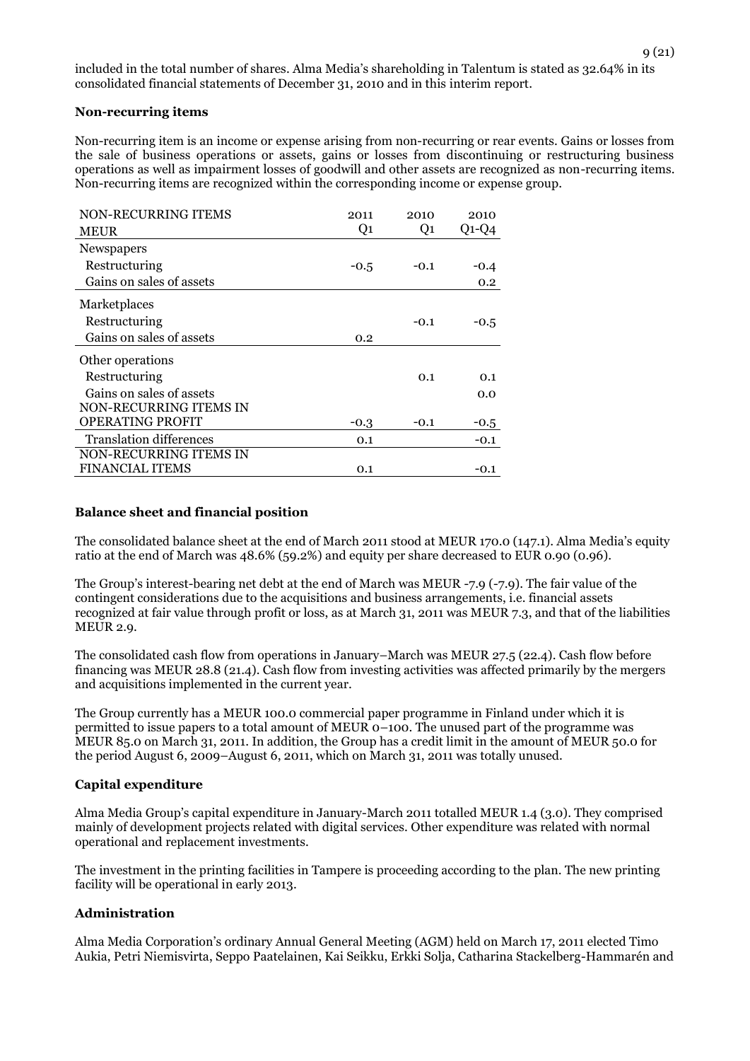included in the total number of shares. Alma Media's shareholding in Talentum is stated as 32.64% in its consolidated financial statements of December 31, 2010 and in this interim report.

**Non-recurring items**

Non-recurring item is an income or expense arising from non-recurring or rear events. Gains or losses from the sale of business operations or assets, gains or losses from discontinuing or restructuring business operations as well as impairment losses of goodwill and other assets are recognized as non-recurring items. Non-recurring items are recognized within the corresponding income or expense group.

| NON-RECURRING ITEMS MEUR | 2011 Q1 | 2010 Q1 | 2010 Q1-Q4 |
|---|---|---|---|
| Newspapers | | | |
| Restructuring | -0.5 | -0.1 | -0.4 |
| Gains on sales of assets | | | 0.2 |
| Marketplaces | | | |
| Restructuring | | -0.1 | -0.5 |
| Gains on sales of assets | 0.2 | | |
| Other operations | | | |
| Restructuring | | 0.1 | 0.1 |
| Gains on sales of assets | | | 0.0 |
| NON-RECURRING ITEMS IN OPERATING PROFIT | -0.3 | -0.1 | -0.5 |
| Translation differences | 0.1 | | -0.1 |
| NON-RECURRING ITEMS IN FINANCIAL ITEMS | 0.1 | | -0.1 |

**Balance sheet and financial position**

The consolidated balance sheet at the end of March 2011 stood at MEUR 170.0 (147.1). Alma Media's equity ratio at the end of March was 48.6% (59.2%) and equity per share decreased to EUR 0.90 (0.96).

The Group's interest-bearing net debt at the end of March was MEUR -7.9 (-7.9). The fair value of the contingent considerations due to the acquisitions and business arrangements, i.e. financial assets recognized at fair value through profit or loss, as at March 31, 2011 was MEUR 7.3, and that of the liabilities MEUR 2.9.

The consolidated cash flow from operations in January–March was MEUR 27.5 (22.4). Cash flow before financing was MEUR 28.8 (21.4). Cash flow from investing activities was affected primarily by the mergers and acquisitions implemented in the current year.

The Group currently has a MEUR 100.0 commercial paper programme in Finland under which it is permitted to issue papers to a total amount of MEUR 0–100. The unused part of the programme was MEUR 85.0 on March 31, 2011. In addition, the Group has a credit limit in the amount of MEUR 50.0 for the period August 6, 2009–August 6, 2011, which on March 31, 2011 was totally unused.

**Capital expenditure**

Alma Media Group's capital expenditure in January-March 2011 totalled MEUR 1.4 (3.0). They comprised mainly of development projects related with digital services. Other expenditure was related with normal operational and replacement investments.

The investment in the printing facilities in Tampere is proceeding according to the plan. The new printing facility will be operational in early 2013.

**Administration**

Alma Media Corporation's ordinary Annual General Meeting (AGM) held on March 17, 2011 elected Timo Aukia, Petri Niemisvirta, Seppo Paatelainen, Kai Seikku, Erkki Solja, Catharina Stackelberg-Hammarén and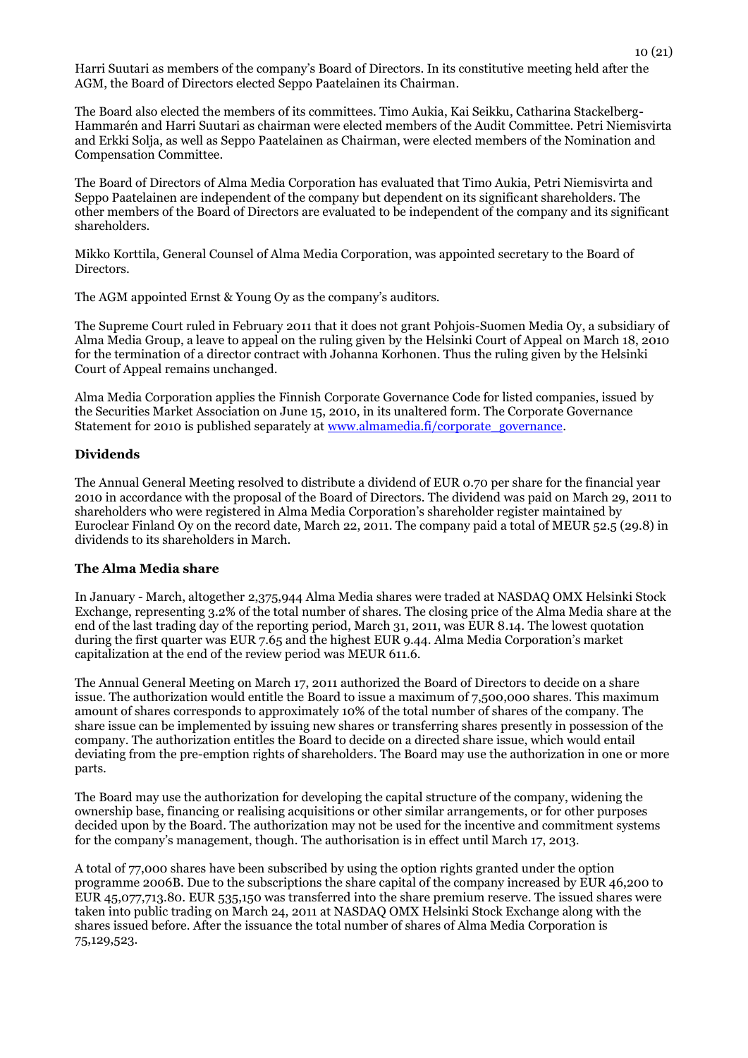Harri Suutari as members of the company's Board of Directors. In its constitutive meeting held after the AGM, the Board of Directors elected Seppo Paatelainen its Chairman.

The Board also elected the members of its committees. Timo Aukia, Kai Seikku, Catharina Stackelberg-Hammarén and Harri Suutari as chairman were elected members of the Audit Committee. Petri Niemisvirta and Erkki Solja, as well as Seppo Paatelainen as Chairman, were elected members of the Nomination and Compensation Committee.

The Board of Directors of Alma Media Corporation has evaluated that Timo Aukia, Petri Niemisvirta and Seppo Paatelainen are independent of the company but dependent on its significant shareholders. The other members of the Board of Directors are evaluated to be independent of the company and its significant shareholders.

Mikko Korttila, General Counsel of Alma Media Corporation, was appointed secretary to the Board of Directors.

The AGM appointed Ernst & Young Oy as the company's auditors.

The Supreme Court ruled in February 2011 that it does not grant Pohjois-Suomen Media Oy, a subsidiary of Alma Media Group, a leave to appeal on the ruling given by the Helsinki Court of Appeal on March 18, 2010 for the termination of a director contract with Johanna Korhonen. Thus the ruling given by the Helsinki Court of Appeal remains unchanged.

Alma Media Corporation applies the Finnish Corporate Governance Code for listed companies, issued by the Securities Market Association on June 15, 2010, in its unaltered form. The Corporate Governance Statement for 2010 is published separately at www.almamedia.fi/corporate_governance.

## Dividends

The Annual General Meeting resolved to distribute a dividend of EUR 0.70 per share for the financial year 2010 in accordance with the proposal of the Board of Directors. The dividend was paid on March 29, 2011 to shareholders who were registered in Alma Media Corporation's shareholder register maintained by Euroclear Finland Oy on the record date, March 22, 2011. The company paid a total of MEUR 52.5 (29.8) in dividends to its shareholders in March.

## The Alma Media share

In January - March, altogether 2,375,944 Alma Media shares were traded at NASDAQ OMX Helsinki Stock Exchange, representing 3.2% of the total number of shares. The closing price of the Alma Media share at the end of the last trading day of the reporting period, March 31, 2011, was EUR 8.14. The lowest quotation during the first quarter was EUR 7.65 and the highest EUR 9.44. Alma Media Corporation's market capitalization at the end of the review period was MEUR 611.6.

The Annual General Meeting on March 17, 2011 authorized the Board of Directors to decide on a share issue. The authorization would entitle the Board to issue a maximum of 7,500,000 shares. This maximum amount of shares corresponds to approximately 10% of the total number of shares of the company. The share issue can be implemented by issuing new shares or transferring shares presently in possession of the company. The authorization entitles the Board to decide on a directed share issue, which would entail deviating from the pre-emption rights of shareholders. The Board may use the authorization in one or more parts.

The Board may use the authorization for developing the capital structure of the company, widening the ownership base, financing or realising acquisitions or other similar arrangements, or for other purposes decided upon by the Board. The authorization may not be used for the incentive and commitment systems for the company's management, though. The authorisation is in effect until March 17, 2013.

A total of 77,000 shares have been subscribed by using the option rights granted under the option programme 2006B. Due to the subscriptions the share capital of the company increased by EUR 46,200 to EUR 45,077,713.80. EUR 535,150 was transferred into the share premium reserve. The issued shares were taken into public trading on March 24, 2011 at NASDAQ OMX Helsinki Stock Exchange along with the shares issued before. After the issuance the total number of shares of Alma Media Corporation is 75,129,523.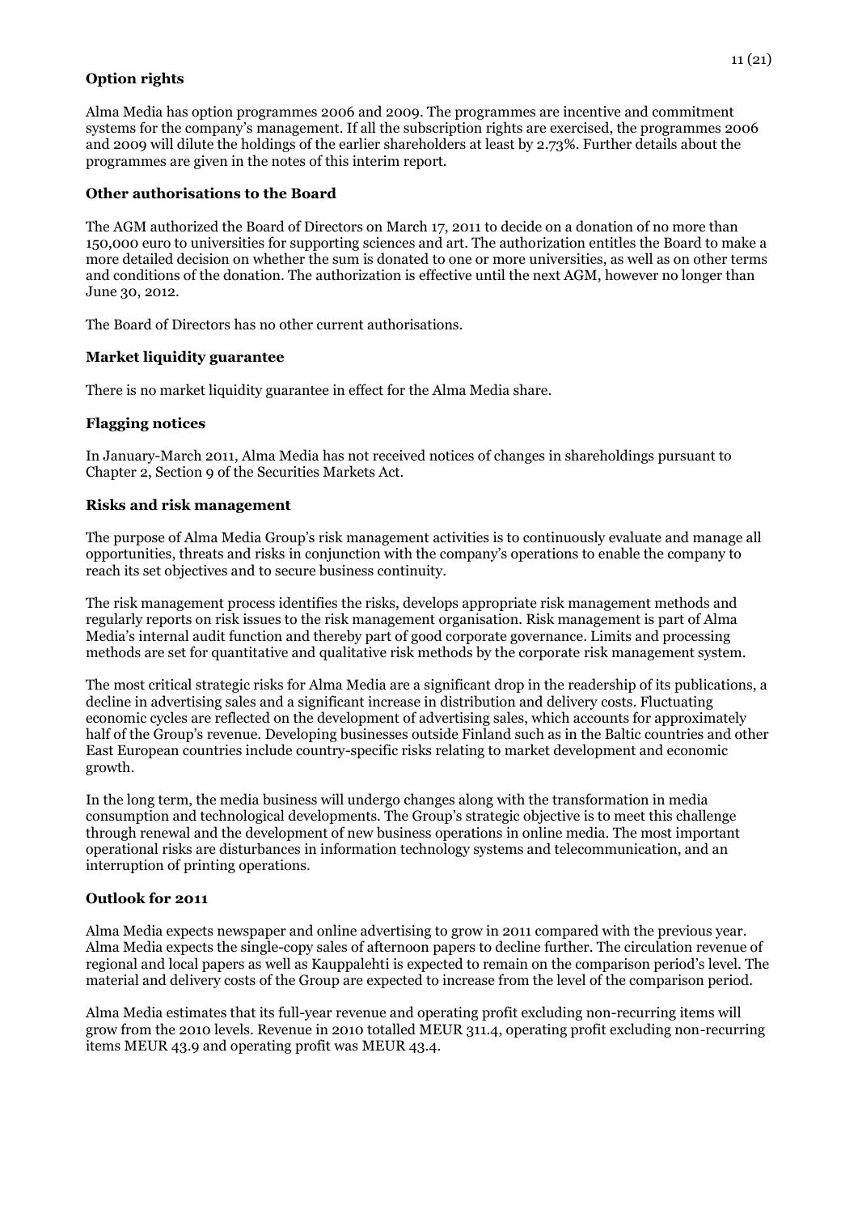## Option rights

Alma Media has option programmes 2006 and 2009. The programmes are incentive and commitment systems for the company's management. If all the subscription rights are exercised, the programmes 2006 and 2009 will dilute the holdings of the earlier shareholders at least by 2.73%. Further details about the programmes are given in the notes of this interim report.

## Other authorisations to the Board

The AGM authorized the Board of Directors on March 17, 2011 to decide on a donation of no more than 150,000 euro to universities for supporting sciences and art. The authorization entitles the Board to make a more detailed decision on whether the sum is donated to one or more universities, as well as on other terms and conditions of the donation. The authorization is effective until the next AGM, however no longer than June 30, 2012.

The Board of Directors has no other current authorisations.

## Market liquidity guarantee

There is no market liquidity guarantee in effect for the Alma Media share.

## Flagging notices

In January-March 2011, Alma Media has not received notices of changes in shareholdings pursuant to Chapter 2, Section 9 of the Securities Markets Act.

## Risks and risk management

The purpose of Alma Media Group's risk management activities is to continuously evaluate and manage all opportunities, threats and risks in conjunction with the company's operations to enable the company to reach its set objectives and to secure business continuity.

The risk management process identifies the risks, develops appropriate risk management methods and regularly reports on risk issues to the risk management organisation. Risk management is part of Alma Media's internal audit function and thereby part of good corporate governance. Limits and processing methods are set for quantitative and qualitative risk methods by the corporate risk management system.

The most critical strategic risks for Alma Media are a significant drop in the readership of its publications, a decline in advertising sales and a significant increase in distribution and delivery costs. Fluctuating economic cycles are reflected on the development of advertising sales, which accounts for approximately half of the Group's revenue. Developing businesses outside Finland such as in the Baltic countries and other East European countries include country-specific risks relating to market development and economic growth.

In the long term, the media business will undergo changes along with the transformation in media consumption and technological developments. The Group's strategic objective is to meet this challenge through renewal and the development of new business operations in online media. The most important operational risks are disturbances in information technology systems and telecommunication, and an interruption of printing operations.

## Outlook for 2011

Alma Media expects newspaper and online advertising to grow in 2011 compared with the previous year. Alma Media expects the single-copy sales of afternoon papers to decline further. The circulation revenue of regional and local papers as well as Kauppalehti is expected to remain on the comparison period's level. The material and delivery costs of the Group are expected to increase from the level of the comparison period.

Alma Media estimates that its full-year revenue and operating profit excluding non-recurring items will grow from the 2010 levels. Revenue in 2010 totalled MEUR 311.4, operating profit excluding non-recurring items MEUR 43.9 and operating profit was MEUR 43.4.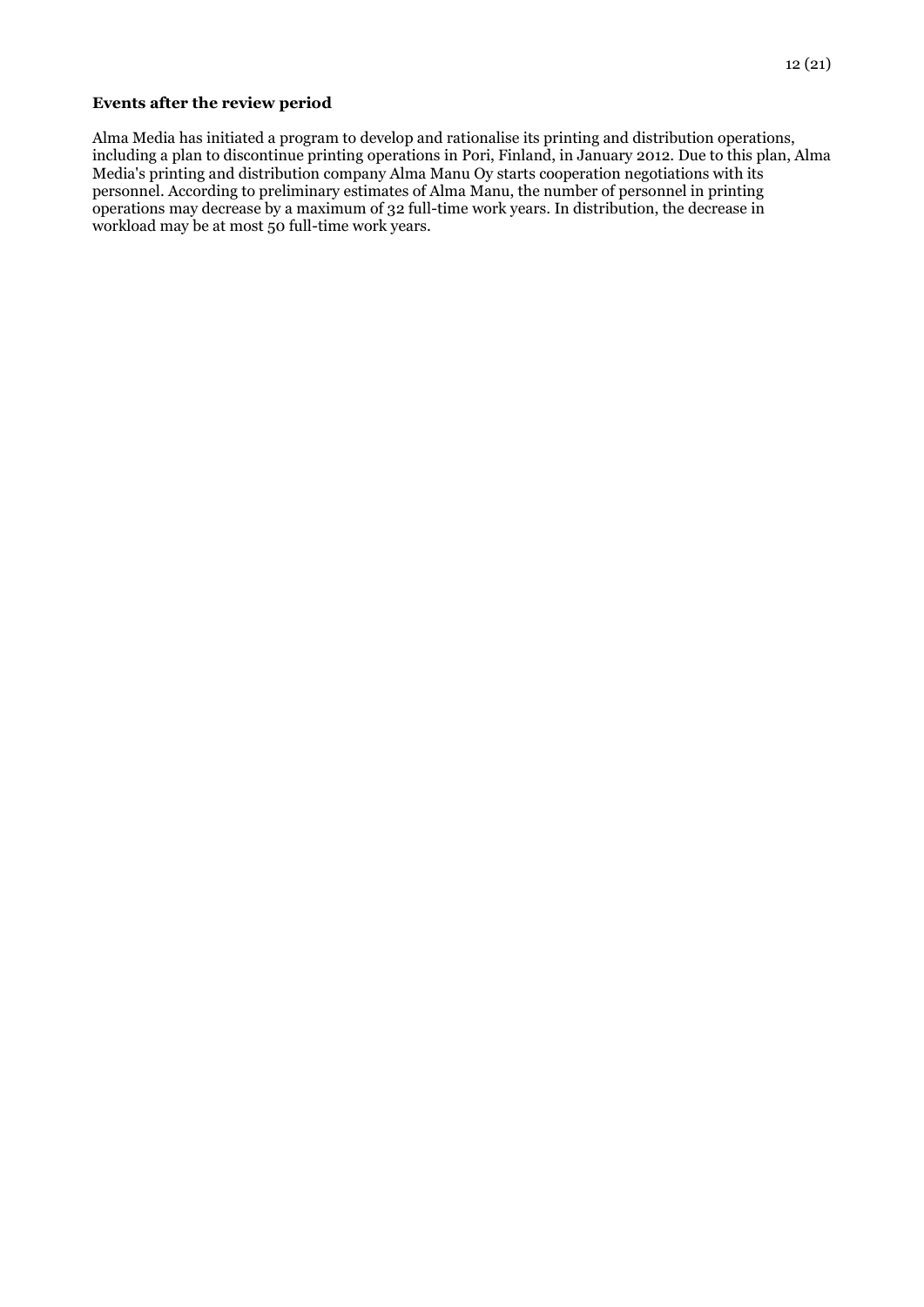**Events after the review period**

Alma Media has initiated a program to develop and rationalise its printing and distribution operations, including a plan to discontinue printing operations in Pori, Finland, in January 2012. Due to this plan, Alma Media's printing and distribution company Alma Manu Oy starts cooperation negotiations with its personnel. According to preliminary estimates of Alma Manu, the number of personnel in printing operations may decrease by a maximum of 32 full-time work years. In distribution, the decrease in workload may be at most 50 full-time work years.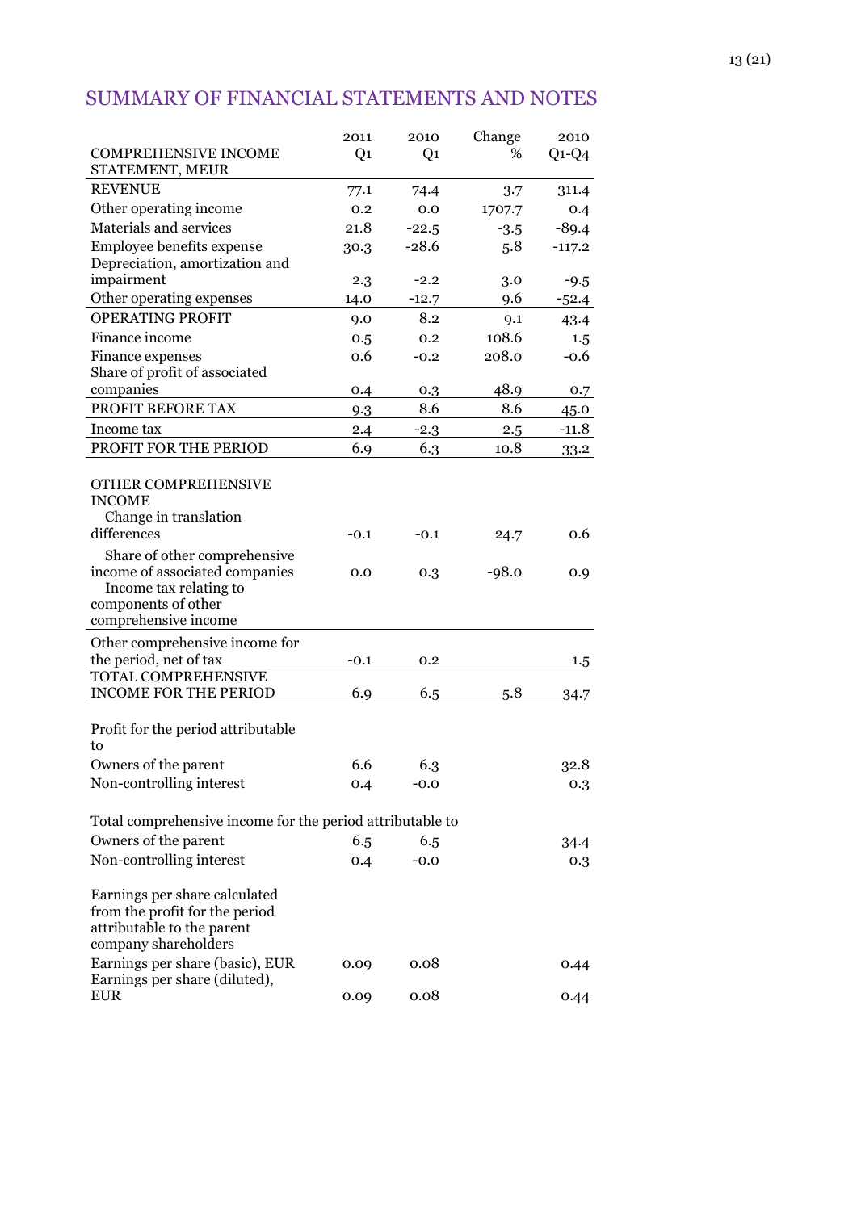## SUMMARY OF FINANCIAL STATEMENTS AND NOTES

| COMPREHENSIVE INCOME STATEMENT, MEUR | 2011 Q1 | 2010 Q1 | Change % | 2010 Q1-Q4 |
|---|---|---|---|---|
| REVENUE | 77.1 | 74.4 | 3.7 | 311.4 |
| Other operating income | 0.2 | 0.0 | 1707.7 | 0.4 |
| Materials and services | 21.8 | -22.5 | -3.5 | -89.4 |
| Employee benefits expense | 30.3 | -28.6 | 5.8 | -117.2 |
| Depreciation, amortization and impairment | 2.3 | -2.2 | 3.0 | -9.5 |
| Other operating expenses | 14.0 | -12.7 | 9.6 | -52.4 |
| OPERATING PROFIT | 9.0 | 8.2 | 9.1 | 43.4 |
| Finance income | 0.5 | 0.2 | 108.6 | 1.5 |
| Finance expenses | 0.6 | -0.2 | 208.0 | -0.6 |
| Share of profit of associated companies | 0.4 | 0.3 | 48.9 | 0.7 |
| PROFIT BEFORE TAX | 9.3 | 8.6 | 8.6 | 45.0 |
| Income tax | 2.4 | -2.3 | 2.5 | -11.8 |
| PROFIT FOR THE PERIOD | 6.9 | 6.3 | 10.8 | 33.2 |
| | | | | |
| OTHER COMPREHENSIVE INCOME | | | | |
| Change in translation differences | -0.1 | -0.1 | 24.7 | 0.6 |
| Share of other comprehensive income of associated companies | 0.0 | 0.3 | -98.0 | 0.9 |
| Income tax relating to components of other comprehensive income | | | | |
| Other comprehensive income for the period, net of tax | -0.1 | 0.2 | | 1.5 |
| TOTAL COMPREHENSIVE INCOME FOR THE PERIOD | 6.9 | 6.5 | 5.8 | 34.7 |
| | | | | |
| Profit for the period attributable to | | | | |
| Owners of the parent | 6.6 | 6.3 | | 32.8 |
| Non-controlling interest | 0.4 | -0.0 | | 0.3 |
| | | | | |
| Total comprehensive income for the period attributable to | | | | |
| Owners of the parent | 6.5 | 6.5 | | 34.4 |
| Non-controlling interest | 0.4 | -0.0 | | 0.3 |
| | | | | |
| Earnings per share calculated from the profit for the period attributable to the parent company shareholders | | | | |
| Earnings per share (basic), EUR | 0.09 | 0.08 | | 0.44 |
| Earnings per share (diluted), EUR | 0.09 | 0.08 | | 0.44 |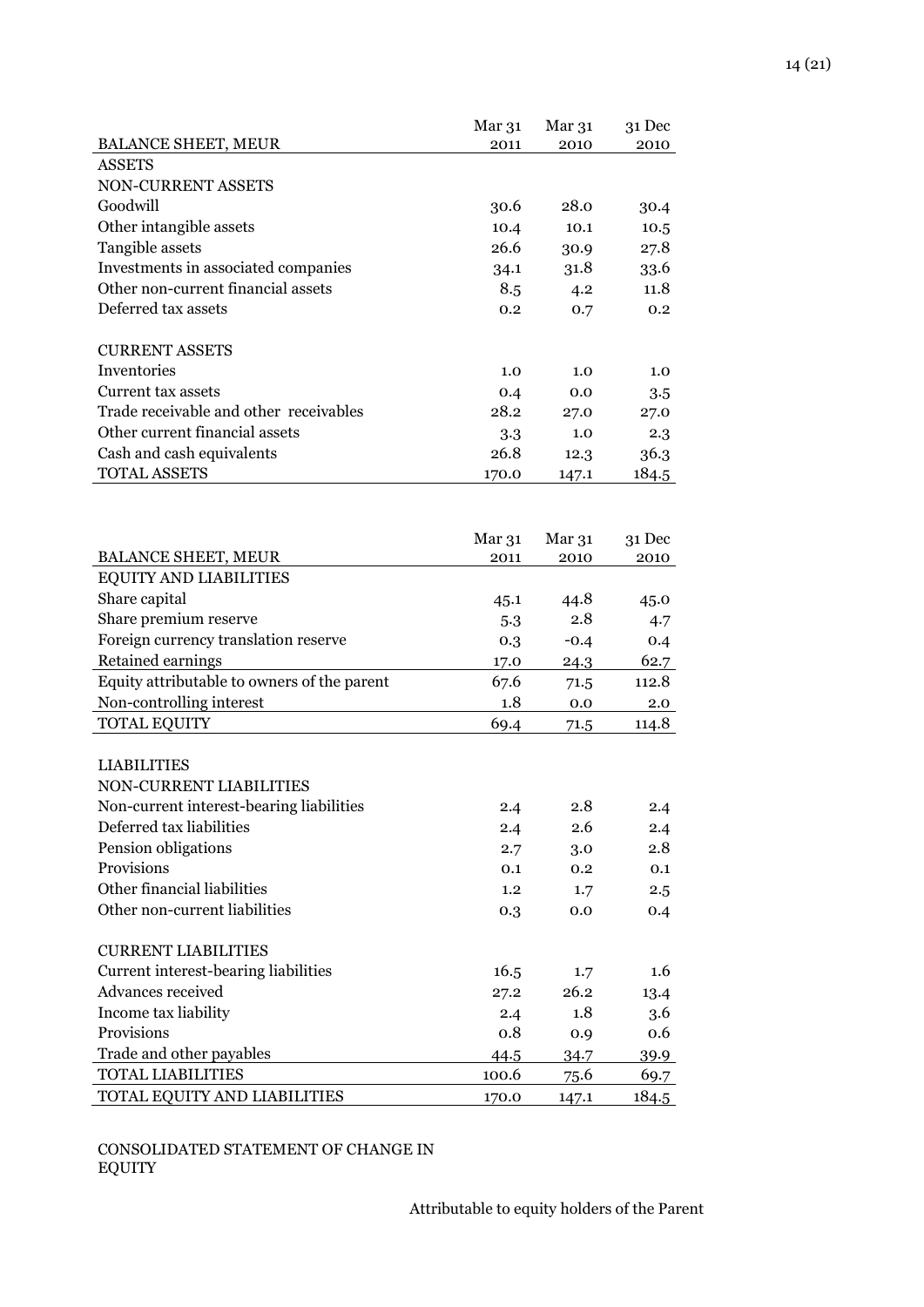| BALANCE SHEET, MEUR | Mar 31 2011 | Mar 31 2010 | 31 Dec 2010 |
|---|---|---|---|
| ASSETS | | | |
| NON-CURRENT ASSETS | | | |
| Goodwill | 30.6 | 28.0 | 30.4 |
| Other intangible assets | 10.4 | 10.1 | 10.5 |
| Tangible assets | 26.6 | 30.9 | 27.8 |
| Investments in associated companies | 34.1 | 31.8 | 33.6 |
| Other non-current financial assets | 8.5 | 4.2 | 11.8 |
| Deferred tax assets | 0.2 | 0.7 | 0.2 |
| | | | |
| CURRENT ASSETS | | | |
| Inventories | 1.0 | 1.0 | 1.0 |
| Current tax assets | 0.4 | 0.0 | 3.5 |
| Trade receivable and other receivables | 28.2 | 27.0 | 27.0 |
| Other current financial assets | 3.3 | 1.0 | 2.3 |
| Cash and cash equivalents | 26.8 | 12.3 | 36.3 |
| TOTAL ASSETS | 170.0 | 147.1 | 184.5 |

| BALANCE SHEET, MEUR | Mar 31 2011 | Mar 31 2010 | 31 Dec 2010 |
|---|---|---|---|
| EQUITY AND LIABILITIES | | | |
| Share capital | 45.1 | 44.8 | 45.0 |
| Share premium reserve | 5.3 | 2.8 | 4.7 |
| Foreign currency translation reserve | 0.3 | -0.4 | 0.4 |
| Retained earnings | 17.0 | 24.3 | 62.7 |
| Equity attributable to owners of the parent | 67.6 | 71.5 | 112.8 |
| Non-controlling interest | 1.8 | 0.0 | 2.0 |
| TOTAL EQUITY | 69.4 | 71.5 | 114.8 |
| | | | |
| LIABILITIES | | | |
| NON-CURRENT LIABILITIES | | | |
| Non-current interest-bearing liabilities | 2.4 | 2.8 | 2.4 |
| Deferred tax liabilities | 2.4 | 2.6 | 2.4 |
| Pension obligations | 2.7 | 3.0 | 2.8 |
| Provisions | 0.1 | 0.2 | 0.1 |
| Other financial liabilities | 1.2 | 1.7 | 2.5 |
| Other non-current liabilities | 0.3 | 0.0 | 0.4 |
| | | | |
| CURRENT LIABILITIES | | | |
| Current interest-bearing liabilities | 16.5 | 1.7 | 1.6 |
| Advances received | 27.2 | 26.2 | 13.4 |
| Income tax liability | 2.4 | 1.8 | 3.6 |
| Provisions | 0.8 | 0.9 | 0.6 |
| Trade and other payables | 44.5 | 34.7 | 39.9 |
| TOTAL LIABILITIES | 100.6 | 75.6 | 69.7 |
| TOTAL EQUITY AND LIABILITIES | 170.0 | 147.1 | 184.5 |

CONSOLIDATED STATEMENT OF CHANGE IN EQUITY

Attributable to equity holders of the Parent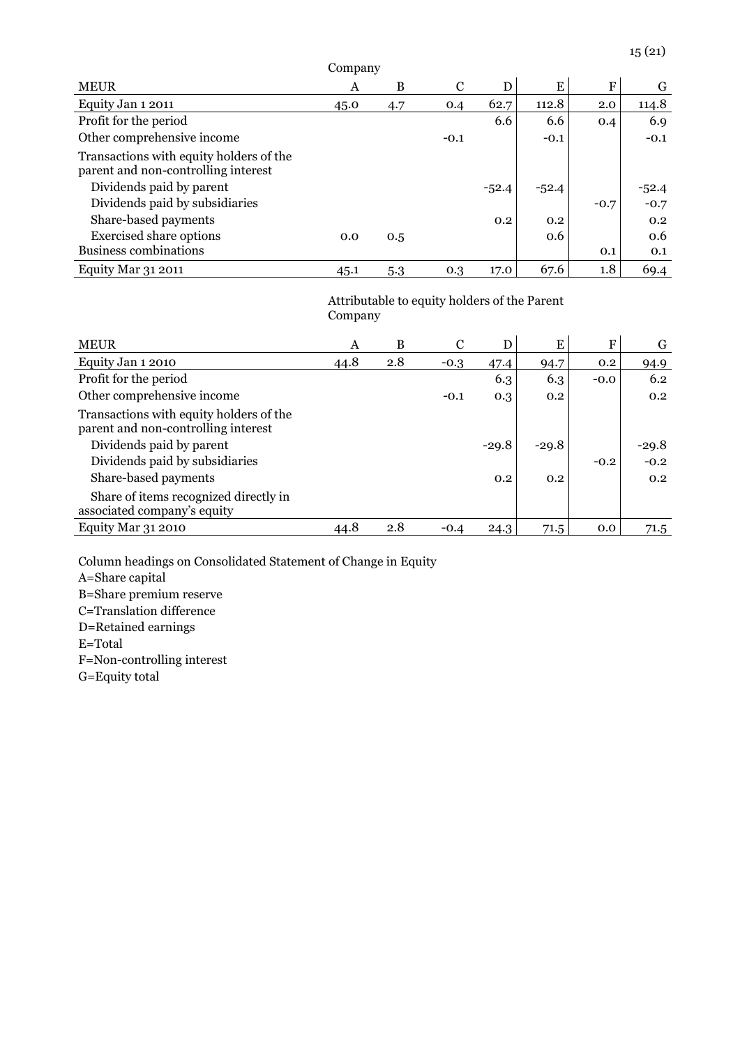Company

| MEUR | A | B | C | D | E | F | G |
|---|---|---|---|---|---|---|---|
| Equity Jan 1 2011 | 45.0 | 4.7 | 0.4 | 62.7 | 112.8 | 2.0 | 114.8 |
| Profit for the period | | | | 6.6 | 6.6 | 0.4 | 6.9 |
| Other comprehensive income | | | -0.1 | | -0.1 | | -0.1 |
| Transactions with equity holders of the parent and non-controlling interest | | | | | | | |
| Dividends paid by parent | | | | -52.4 | -52.4 | | -52.4 |
| Dividends paid by subsidiaries | | | | | | -0.7 | -0.7 |
| Share-based payments | | | | 0.2 | 0.2 | | 0.2 |
| Exercised share options | 0.0 | 0.5 | | | 0.6 | | 0.6 |
| Business combinations | | | | | | 0.1 | 0.1 |
| Equity Mar 31 2011 | 45.1 | 5.3 | 0.3 | 17.0 | 67.6 | 1.8 | 69.4 |

Attributable to equity holders of the Parent Company

| MEUR | A | B | C | D | E | F | G |
|---|---|---|---|---|---|---|---|
| Equity Jan 1 2010 | 44.8 | 2.8 | -0.3 | 47.4 | 94.7 | 0.2 | 94.9 |
| Profit for the period | | | | 6.3 | 6.3 | -0.0 | 6.2 |
| Other comprehensive income | | | -0.1 | 0.3 | 0.2 | | 0.2 |
| Transactions with equity holders of the parent and non-controlling interest | | | | | | | |
| Dividends paid by parent | | | | -29.8 | -29.8 | | -29.8 |
| Dividends paid by subsidiaries | | | | | | -0.2 | -0.2 |
| Share-based payments | | | | 0.2 | 0.2 | | 0.2 |
| Share of items recognized directly in associated company's equity | | | | | | | |
| Equity Mar 31 2010 | 44.8 | 2.8 | -0.4 | 24.3 | 71.5 | 0.0 | 71.5 |

Column headings on Consolidated Statement of Change in Equity

A=Share capital

B=Share premium reserve

C=Translation difference

D=Retained earnings

E=Total

F=Non-controlling interest

G=Equity total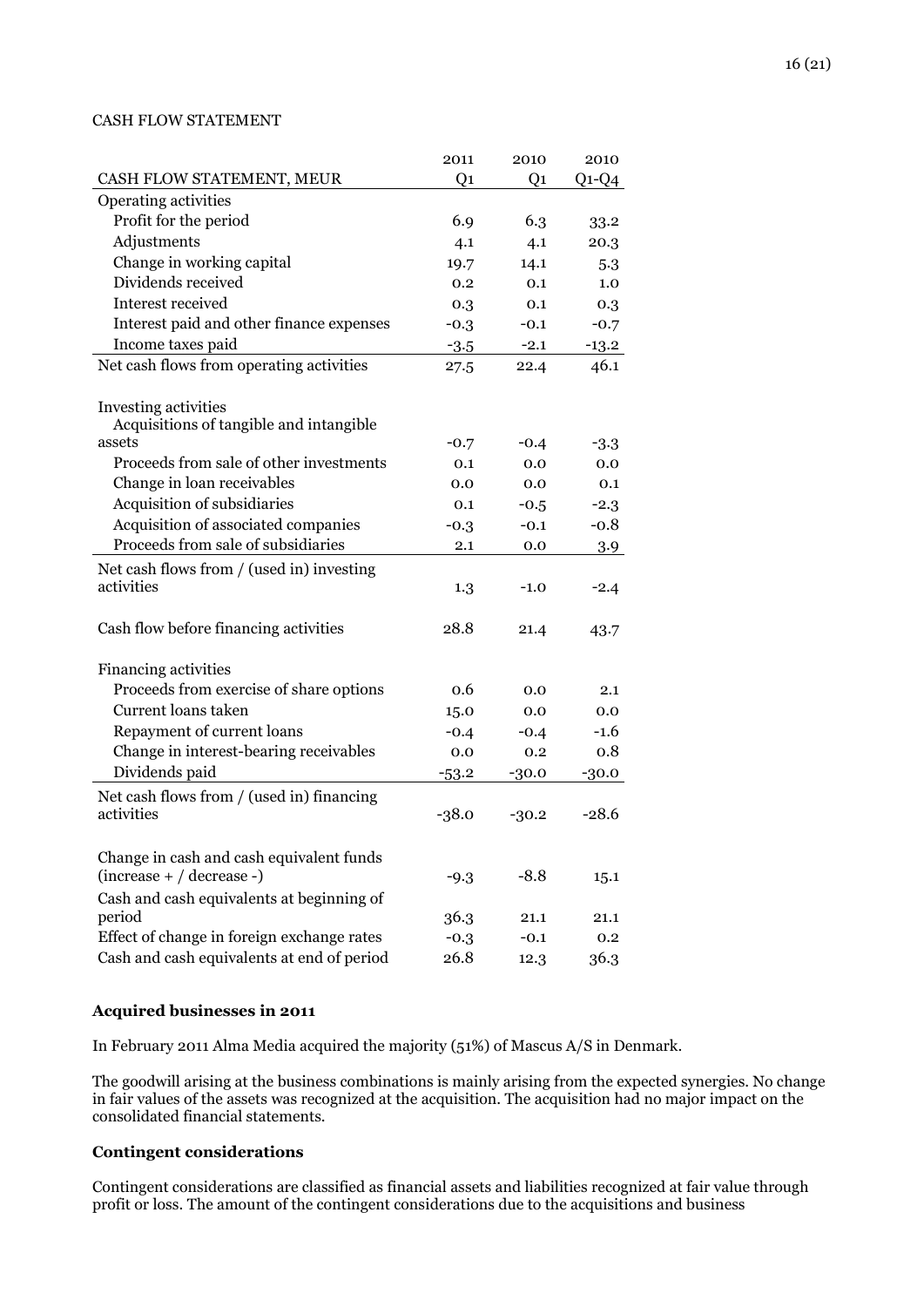CASH FLOW STATEMENT

| CASH FLOW STATEMENT, MEUR | 2011 Q1 | 2010 Q1 | 2010 Q1-Q4 |
|---|---|---|---|
| Operating activities | | | |
| Profit for the period | 6.9 | 6.3 | 33.2 |
| Adjustments | 4.1 | 4.1 | 20.3 |
| Change in working capital | 19.7 | 14.1 | 5.3 |
| Dividends received | 0.2 | 0.1 | 1.0 |
| Interest received | 0.3 | 0.1 | 0.3 |
| Interest paid and other finance expenses | -0.3 | -0.1 | -0.7 |
| Income taxes paid | -3.5 | -2.1 | -13.2 |
| Net cash flows from operating activities | 27.5 | 22.4 | 46.1 |
| | | | |
| Investing activities | | | |
| Acquisitions of tangible and intangible assets | -0.7 | -0.4 | -3.3 |
| Proceeds from sale of other investments | 0.1 | 0.0 | 0.0 |
| Change in loan receivables | 0.0 | 0.0 | 0.1 |
| Acquisition of subsidiaries | 0.1 | -0.5 | -2.3 |
| Acquisition of associated companies | -0.3 | -0.1 | -0.8 |
| Proceeds from sale of subsidiaries | 2.1 | 0.0 | 3.9 |
| Net cash flows from / (used in) investing activities | 1.3 | -1.0 | -2.4 |
| | | | |
| Cash flow before financing activities | 28.8 | 21.4 | 43.7 |
| | | | |
| Financing activities | | | |
| Proceeds from exercise of share options | 0.6 | 0.0 | 2.1 |
| Current loans taken | 15.0 | 0.0 | 0.0 |
| Repayment of current loans | -0.4 | -0.4 | -1.6 |
| Change in interest-bearing receivables | 0.0 | 0.2 | 0.8 |
| Dividends paid | -53.2 | -30.0 | -30.0 |
| Net cash flows from / (used in) financing activities | -38.0 | -30.2 | -28.6 |
| | | | |
| Change in cash and cash equivalent funds (increase + / decrease -) | -9.3 | -8.8 | 15.1 |
| Cash and cash equivalents at beginning of period | 36.3 | 21.1 | 21.1 |
| Effect of change in foreign exchange rates | -0.3 | -0.1 | 0.2 |
| Cash and cash equivalents at end of period | 26.8 | 12.3 | 36.3 |

**Acquired businesses in 2011**

In February 2011 Alma Media acquired the majority (51%) of Mascus A/S in Denmark.

The goodwill arising at the business combinations is mainly arising from the expected synergies. No change in fair values of the assets was recognized at the acquisition. The acquisition had no major impact on the consolidated financial statements.

**Contingent considerations**

Contingent considerations are classified as financial assets and liabilities recognized at fair value through profit or loss. The amount of the contingent considerations due to the acquisitions and business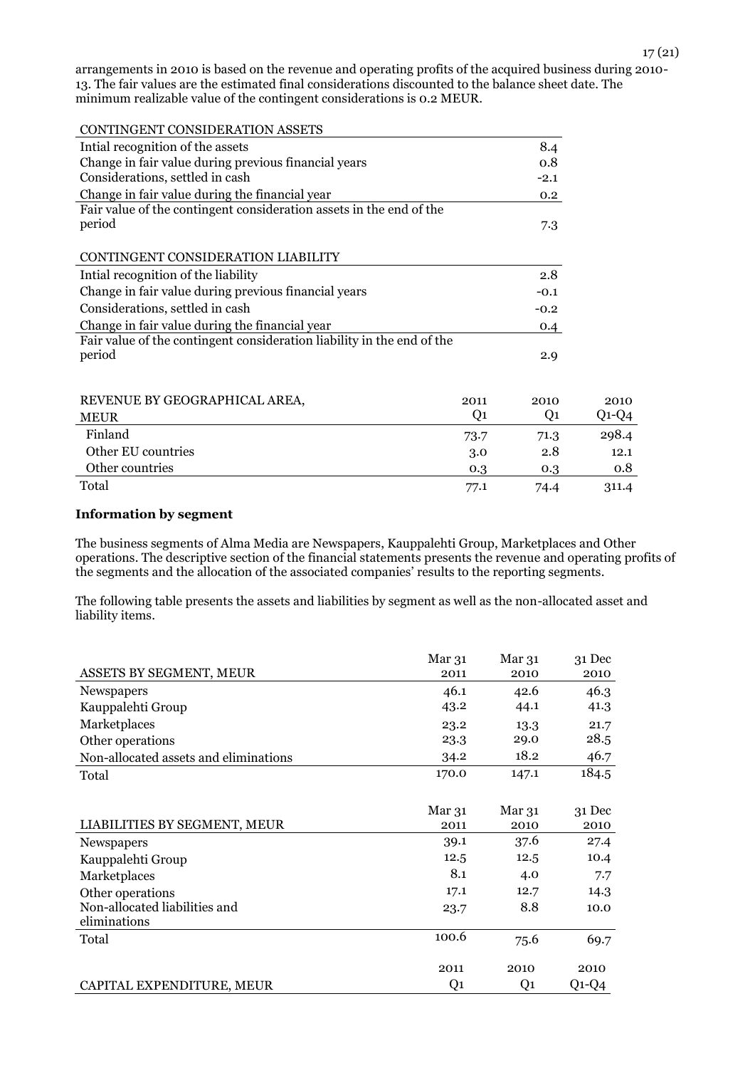arrangements in 2010 is based on the revenue and operating profits of the acquired business during 2010-13. The fair values are the estimated final considerations discounted to the balance sheet date. The minimum realizable value of the contingent considerations is 0.2 MEUR.

| CONTINGENT CONSIDERATION ASSETS | |
|---|---|
| Intial recognition of the assets | 8.4 |
| Change in fair value during previous financial years | 0.8 |
| Considerations, settled in cash | -2.1 |
| Change in fair value during the financial year | 0.2 |
| Fair value of the contingent consideration assets in the end of the period | 7.3 |

| CONTINGENT CONSIDERATION LIABILITY | |
|---|---|
| Intial recognition of the liability | 2.8 |
| Change in fair value during previous financial years | -0.1 |
| Considerations, settled in cash | -0.2 |
| Change in fair value during the financial year | 0.4 |
| Fair value of the contingent consideration liability in the end of the period | 2.9 |

| REVENUE BY GEOGRAPHICAL AREA, MEUR | 2011 Q1 | 2010 Q1 | 2010 Q1-Q4 |
|---|---|---|---|
| Finland | 73.7 | 71.3 | 298.4 |
| Other EU countries | 3.0 | 2.8 | 12.1 |
| Other countries | 0.3 | 0.3 | 0.8 |
| Total | 77.1 | 74.4 | 311.4 |

**Information by segment**

The business segments of Alma Media are Newspapers, Kauppalehti Group, Marketplaces and Other operations. The descriptive section of the financial statements presents the revenue and operating profits of the segments and the allocation of the associated companies' results to the reporting segments.

The following table presents the assets and liabilities by segment as well as the non-allocated asset and liability items.

| ASSETS BY SEGMENT, MEUR | Mar 31 2011 | Mar 31 2010 | 31 Dec 2010 |
|---|---|---|---|
| Newspapers | 46.1 | 42.6 | 46.3 |
| Kauppalehti Group | 43.2 | 44.1 | 41.3 |
| Marketplaces | 23.2 | 13.3 | 21.7 |
| Other operations | 23.3 | 29.0 | 28.5 |
| Non-allocated assets and eliminations | 34.2 | 18.2 | 46.7 |
| Total | 170.0 | 147.1 | 184.5 |

| LIABILITIES BY SEGMENT, MEUR | Mar 31 2011 | Mar 31 2010 | 31 Dec 2010 |
|---|---|---|---|
| Newspapers | 39.1 | 37.6 | 27.4 |
| Kauppalehti Group | 12.5 | 12.5 | 10.4 |
| Marketplaces | 8.1 | 4.0 | 7.7 |
| Other operations | 17.1 | 12.7 | 14.3 |
| Non-allocated liabilities and eliminations | 23.7 | 8.8 | 10.0 |
| Total | 100.6 | 75.6 | 69.7 |

| CAPITAL EXPENDITURE, MEUR | 2011 Q1 | 2010 Q1 | 2010 Q1-Q4 |
|---|---|---|---|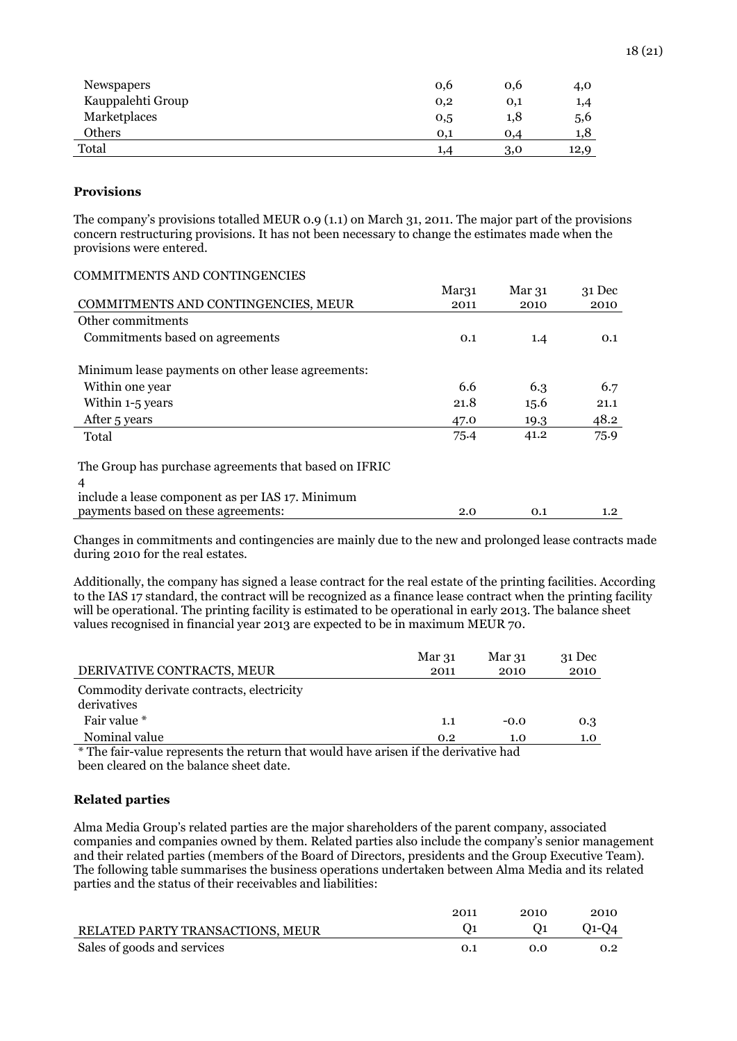| | | | |
|---|---|---|---|
| Newspapers | 0,6 | 0,6 | 4,0 |
| Kauppalehti Group | 0,2 | 0,1 | 1,4 |
| Marketplaces | 0,5 | 1,8 | 5,6 |
| Others | 0,1 | 0,4 | 1,8 |
| Total | 1,4 | 3,0 | 12,9 |

**Provisions**

The company's provisions totalled MEUR 0.9 (1.1) on March 31, 2011. The major part of the provisions concern restructuring provisions. It has not been necessary to change the estimates made when the provisions were entered.

COMMITMENTS AND CONTINGENCIES

| COMMITMENTS AND CONTINGENCIES, MEUR | Mar31 2011 | Mar 31 2010 | 31 Dec 2010 |
|---|---|---|---|
| Other commitments | | | |
| Commitments based on agreements | 0.1 | 1.4 | 0.1 |
| | | | |
| Minimum lease payments on other lease agreements: | | | |
| Within one year | 6.6 | 6.3 | 6.7 |
| Within 1-5 years | 21.8 | 15.6 | 21.1 |
| After 5 years | 47.0 | 19.3 | 48.2 |
| Total | 75.4 | 41.2 | 75.9 |
| | | | |
| The Group has purchase agreements that based on IFRIC 4 include a lease component as per IAS 17. Minimum payments based on these agreements: | 2.0 | 0.1 | 1.2 |

Changes in commitments and contingencies are mainly due to the new and prolonged lease contracts made during 2010 for the real estates.

Additionally, the company has signed a lease contract for the real estate of the printing facilities. According to the IAS 17 standard, the contract will be recognized as a finance lease contract when the printing facility will be operational. The printing facility is estimated to be operational in early 2013. The balance sheet values recognised in financial year 2013 are expected to be in maximum MEUR 70.

| DERIVATIVE CONTRACTS, MEUR | Mar 31 2011 | Mar 31 2010 | 31 Dec 2010 |
|---|---|---|---|
| Commodity derivate contracts, electricity derivatives | | | |
| Fair value * | 1.1 | -0.0 | 0.3 |
| Nominal value | 0.2 | 1.0 | 1.0 |

* The fair-value represents the return that would have arisen if the derivative had been cleared on the balance sheet date.

**Related parties**

Alma Media Group's related parties are the major shareholders of the parent company, associated companies and companies owned by them. Related parties also include the company's senior management and their related parties (members of the Board of Directors, presidents and the Group Executive Team). The following table summarises the business operations undertaken between Alma Media and its related parties and the status of their receivables and liabilities:

| RELATED PARTY TRANSACTIONS, MEUR | 2011 Q1 | 2010 Q1 | 2010 Q1-Q4 |
|---|---|---|---|
| Sales of goods and services | 0.1 | 0.0 | 0.2 |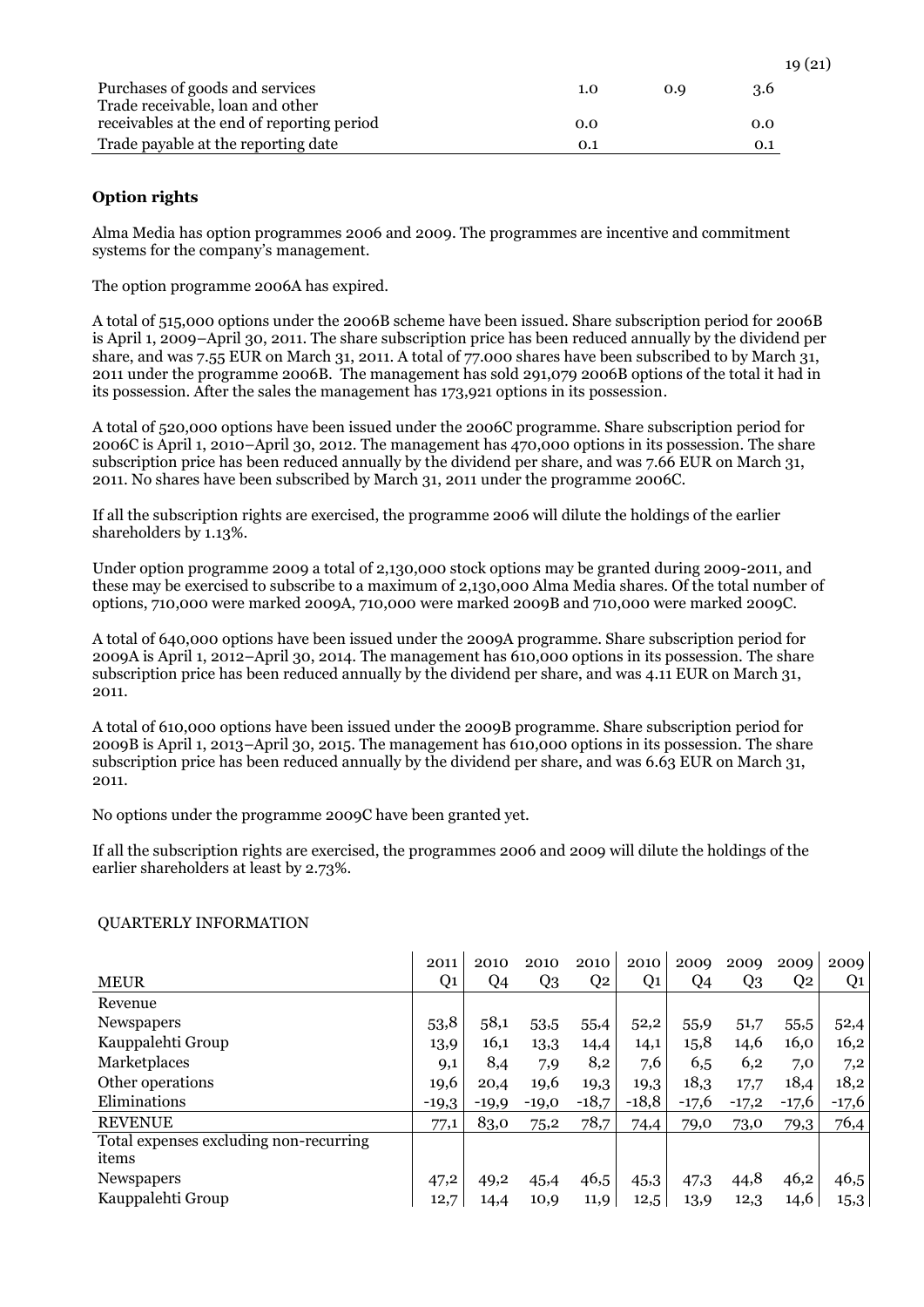| | | | |
|---|---|---|---|
| Purchases of goods and services | 1.0 | 0.9 | 3.6 |
| Trade receivable, loan and other receivables at the end of reporting period | 0.0 | | 0.0 |
| Trade payable at the reporting date | 0.1 | | 0.1 |

**Option rights**

Alma Media has option programmes 2006 and 2009. The programmes are incentive and commitment systems for the company's management.

The option programme 2006A has expired.

A total of 515,000 options under the 2006B scheme have been issued. Share subscription period for 2006B is April 1, 2009–April 30, 2011. The share subscription price has been reduced annually by the dividend per share, and was 7.55 EUR on March 31, 2011. A total of 77.000 shares have been subscribed to by March 31, 2011 under the programme 2006B. The management has sold 291,079 2006B options of the total it had in its possession. After the sales the management has 173,921 options in its possession.

A total of 520,000 options have been issued under the 2006C programme. Share subscription period for 2006C is April 1, 2010–April 30, 2012. The management has 470,000 options in its possession. The share subscription price has been reduced annually by the dividend per share, and was 7.66 EUR on March 31, 2011. No shares have been subscribed by March 31, 2011 under the programme 2006C.

If all the subscription rights are exercised, the programme 2006 will dilute the holdings of the earlier shareholders by 1.13%.

Under option programme 2009 a total of 2,130,000 stock options may be granted during 2009-2011, and these may be exercised to subscribe to a maximum of 2,130,000 Alma Media shares. Of the total number of options, 710,000 were marked 2009A, 710,000 were marked 2009B and 710,000 were marked 2009C.

A total of 640,000 options have been issued under the 2009A programme. Share subscription period for 2009A is April 1, 2012–April 30, 2014. The management has 610,000 options in its possession. The share subscription price has been reduced annually by the dividend per share, and was 4.11 EUR on March 31, 2011.

A total of 610,000 options have been issued under the 2009B programme. Share subscription period for 2009B is April 1, 2013–April 30, 2015. The management has 610,000 options in its possession. The share subscription price has been reduced annually by the dividend per share, and was 6.63 EUR on March 31, 2011.

No options under the programme 2009C have been granted yet.

If all the subscription rights are exercised, the programmes 2006 and 2009 will dilute the holdings of the earlier shareholders at least by 2.73%.

QUARTERLY INFORMATION

| MEUR | 2011 Q1 | 2010 Q4 | 2010 Q3 | 2010 Q2 | 2010 Q1 | 2009 Q4 | 2009 Q3 | 2009 Q2 | 2009 Q1 |
|---|---|---|---|---|---|---|---|---|---|
| Revenue | | | | | | | | | |
| Newspapers | 53,8 | 58,1 | 53,5 | 55,4 | 52,2 | 55,9 | 51,7 | 55,5 | 52,4 |
| Kauppalehti Group | 13,9 | 16,1 | 13,3 | 14,4 | 14,1 | 15,8 | 14,6 | 16,0 | 16,2 |
| Marketplaces | 9,1 | 8,4 | 7,9 | 8,2 | 7,6 | 6,5 | 6,2 | 7,0 | 7,2 |
| Other operations | 19,6 | 20,4 | 19,6 | 19,3 | 19,3 | 18,3 | 17,7 | 18,4 | 18,2 |
| Eliminations | -19,3 | -19,9 | -19,0 | -18,7 | -18,8 | -17,6 | -17,2 | -17,6 | -17,6 |
| REVENUE | 77,1 | 83,0 | 75,2 | 78,7 | 74,4 | 79,0 | 73,0 | 79,3 | 76,4 |
| Total expenses excluding non-recurring items | | | | | | | | | |
| Newspapers | 47,2 | 49,2 | 45,4 | 46,5 | 45,3 | 47,3 | 44,8 | 46,2 | 46,5 |
| Kauppalehti Group | 12,7 | 14,4 | 10,9 | 11,9 | 12,5 | 13,9 | 12,3 | 14,6 | 15,3 |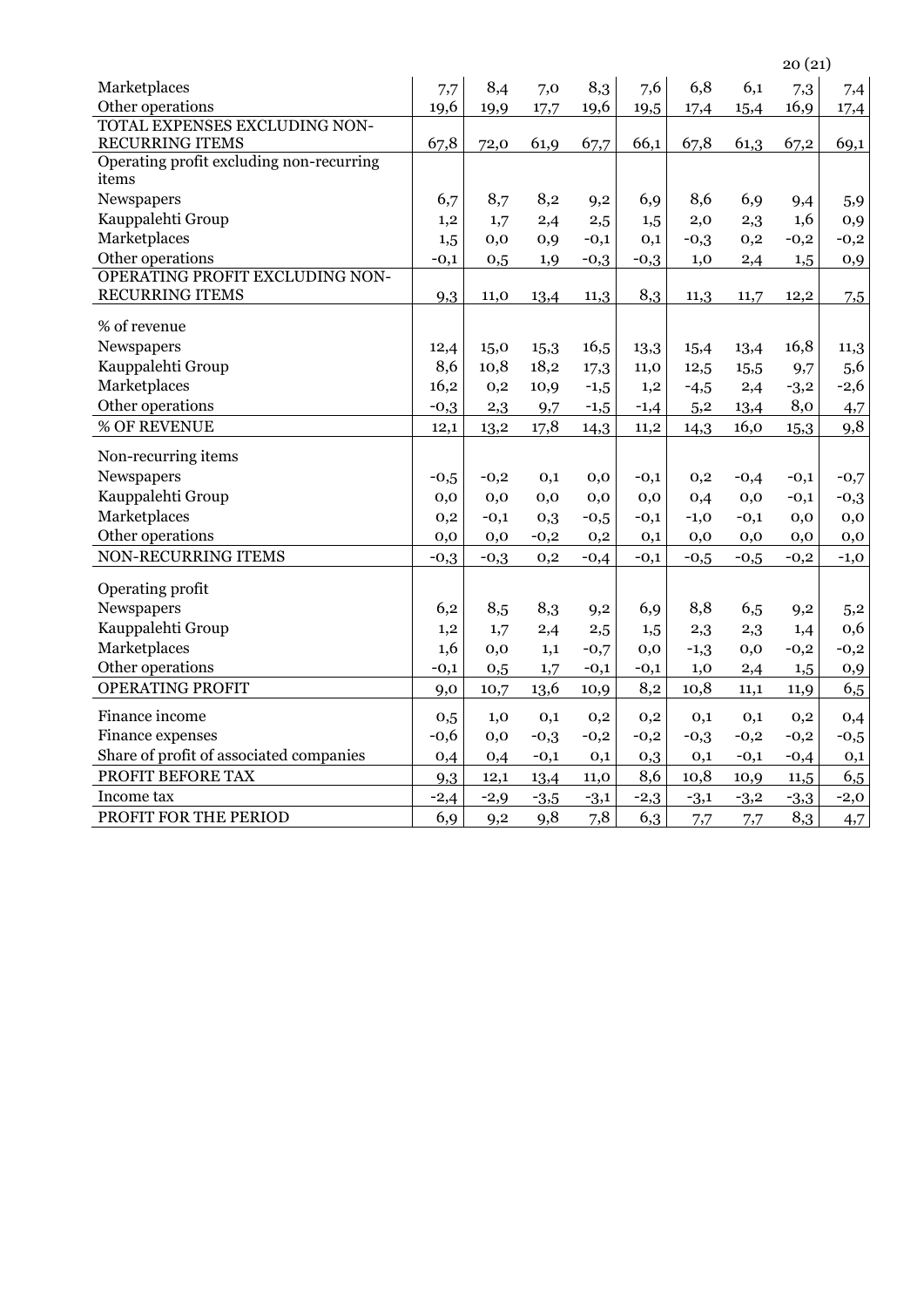| | | | | | | | | | |
|---|---|---|---|---|---|---|---|---|---|
| Marketplaces | 7,7 | 8,4 | 7,0 | 8,3 | 7,6 | 6,8 | 6,1 | 7,3 | 7,4 |
| Other operations | 19,6 | 19,9 | 17,7 | 19,6 | 19,5 | 17,4 | 15,4 | 16,9 | 17,4 |
| TOTAL EXPENSES EXCLUDING NON-RECURRING ITEMS | 67,8 | 72,0 | 61,9 | 67,7 | 66,1 | 67,8 | 61,3 | 67,2 | 69,1 |
| Operating profit excluding non-recurring items | | | | | | | | | |
| Newspapers | 6,7 | 8,7 | 8,2 | 9,2 | 6,9 | 8,6 | 6,9 | 9,4 | 5,9 |
| Kauppalehti Group | 1,2 | 1,7 | 2,4 | 2,5 | 1,5 | 2,0 | 2,3 | 1,6 | 0,9 |
| Marketplaces | 1,5 | 0,0 | 0,9 | -0,1 | 0,1 | -0,3 | 0,2 | -0,2 | -0,2 |
| Other operations | -0,1 | 0,5 | 1,9 | -0,3 | -0,3 | 1,0 | 2,4 | 1,5 | 0,9 |
| OPERATING PROFIT EXCLUDING NON-RECURRING ITEMS | 9,3 | 11,0 | 13,4 | 11,3 | 8,3 | 11,3 | 11,7 | 12,2 | 7,5 |
| % of revenue | | | | | | | | | |
| Newspapers | 12,4 | 15,0 | 15,3 | 16,5 | 13,3 | 15,4 | 13,4 | 16,8 | 11,3 |
| Kauppalehti Group | 8,6 | 10,8 | 18,2 | 17,3 | 11,0 | 12,5 | 15,5 | 9,7 | 5,6 |
| Marketplaces | 16,2 | 0,2 | 10,9 | -1,5 | 1,2 | -4,5 | 2,4 | -3,2 | -2,6 |
| Other operations | -0,3 | 2,3 | 9,7 | -1,5 | -1,4 | 5,2 | 13,4 | 8,0 | 4,7 |
| % OF REVENUE | 12,1 | 13,2 | 17,8 | 14,3 | 11,2 | 14,3 | 16,0 | 15,3 | 9,8 |
| Non-recurring items | | | | | | | | | |
| Newspapers | -0,5 | -0,2 | 0,1 | 0,0 | -0,1 | 0,2 | -0,4 | -0,1 | -0,7 |
| Kauppalehti Group | 0,0 | 0,0 | 0,0 | 0,0 | 0,0 | 0,4 | 0,0 | -0,1 | -0,3 |
| Marketplaces | 0,2 | -0,1 | 0,3 | -0,5 | -0,1 | -1,0 | -0,1 | 0,0 | 0,0 |
| Other operations | 0,0 | 0,0 | -0,2 | 0,2 | 0,1 | 0,0 | 0,0 | 0,0 | 0,0 |
| NON-RECURRING ITEMS | -0,3 | -0,3 | 0,2 | -0,4 | -0,1 | -0,5 | -0,5 | -0,2 | -1,0 |
| Operating profit | | | | | | | | | |
| Newspapers | 6,2 | 8,5 | 8,3 | 9,2 | 6,9 | 8,8 | 6,5 | 9,2 | 5,2 |
| Kauppalehti Group | 1,2 | 1,7 | 2,4 | 2,5 | 1,5 | 2,3 | 2,3 | 1,4 | 0,6 |
| Marketplaces | 1,6 | 0,0 | 1,1 | -0,7 | 0,0 | -1,3 | 0,0 | -0,2 | -0,2 |
| Other operations | -0,1 | 0,5 | 1,7 | -0,1 | -0,1 | 1,0 | 2,4 | 1,5 | 0,9 |
| OPERATING PROFIT | 9,0 | 10,7 | 13,6 | 10,9 | 8,2 | 10,8 | 11,1 | 11,9 | 6,5 |
| Finance income | 0,5 | 1,0 | 0,1 | 0,2 | 0,2 | 0,1 | 0,1 | 0,2 | 0,4 |
| Finance expenses | -0,6 | 0,0 | -0,3 | -0,2 | -0,2 | -0,3 | -0,2 | -0,2 | -0,5 |
| Share of profit of associated companies | 0,4 | 0,4 | -0,1 | 0,1 | 0,3 | 0,1 | -0,1 | -0,4 | 0,1 |
| PROFIT BEFORE TAX | 9,3 | 12,1 | 13,4 | 11,0 | 8,6 | 10,8 | 10,9 | 11,5 | 6,5 |
| Income tax | -2,4 | -2,9 | -3,5 | -3,1 | -2,3 | -3,1 | -3,2 | -3,3 | -2,0 |
| PROFIT FOR THE PERIOD | 6,9 | 9,2 | 9,8 | 7,8 | 6,3 | 7,7 | 7,7 | 8,3 | 4,7 |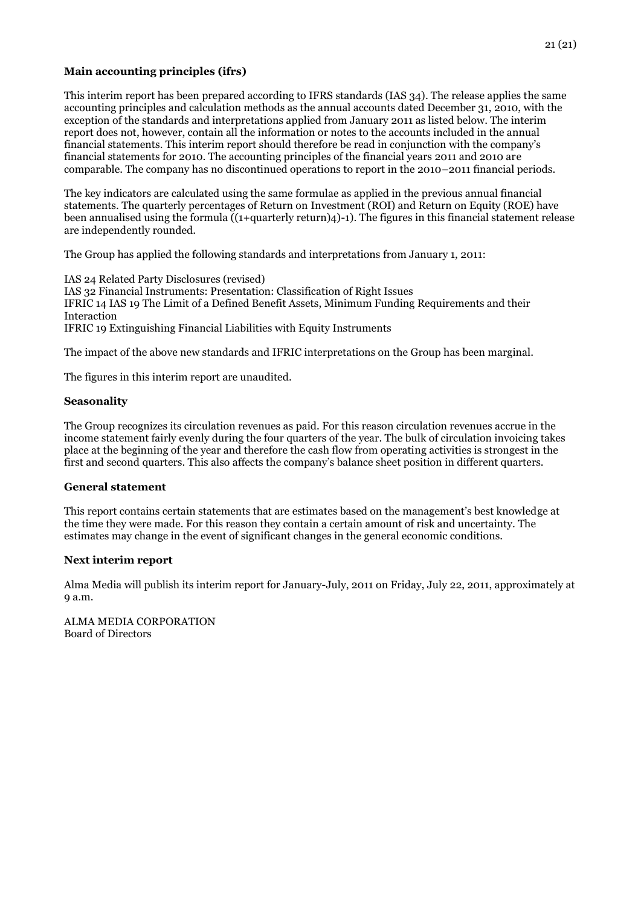### Main accounting principles (ifrs)

This interim report has been prepared according to IFRS standards (IAS 34). The release applies the same accounting principles and calculation methods as the annual accounts dated December 31, 2010, with the exception of the standards and interpretations applied from January 2011 as listed below. The interim report does not, however, contain all the information or notes to the accounts included in the annual financial statements. This interim report should therefore be read in conjunction with the company's financial statements for 2010. The accounting principles of the financial years 2011 and 2010 are comparable. The company has no discontinued operations to report in the 2010–2011 financial periods.

The key indicators are calculated using the same formulae as applied in the previous annual financial statements. The quarterly percentages of Return on Investment (ROI) and Return on Equity (ROE) have been annualised using the formula ((1+quarterly return)4)-1). The figures in this financial statement release are independently rounded.

The Group has applied the following standards and interpretations from January 1, 2011:

IAS 24 Related Party Disclosures (revised)
IAS 32 Financial Instruments: Presentation: Classification of Right Issues
IFRIC 14 IAS 19 The Limit of a Defined Benefit Assets, Minimum Funding Requirements and their Interaction
IFRIC 19 Extinguishing Financial Liabilities with Equity Instruments

The impact of the above new standards and IFRIC interpretations on the Group has been marginal.

The figures in this interim report are unaudited.

### Seasonality

The Group recognizes its circulation revenues as paid. For this reason circulation revenues accrue in the income statement fairly evenly during the four quarters of the year. The bulk of circulation invoicing takes place at the beginning of the year and therefore the cash flow from operating activities is strongest in the first and second quarters. This also affects the company's balance sheet position in different quarters.

### General statement

This report contains certain statements that are estimates based on the management's best knowledge at the time they were made. For this reason they contain a certain amount of risk and uncertainty. The estimates may change in the event of significant changes in the general economic conditions.

### Next interim report

Alma Media will publish its interim report for January-July, 2011 on Friday, July 22, 2011, approximately at 9 a.m.

ALMA MEDIA CORPORATION
Board of Directors